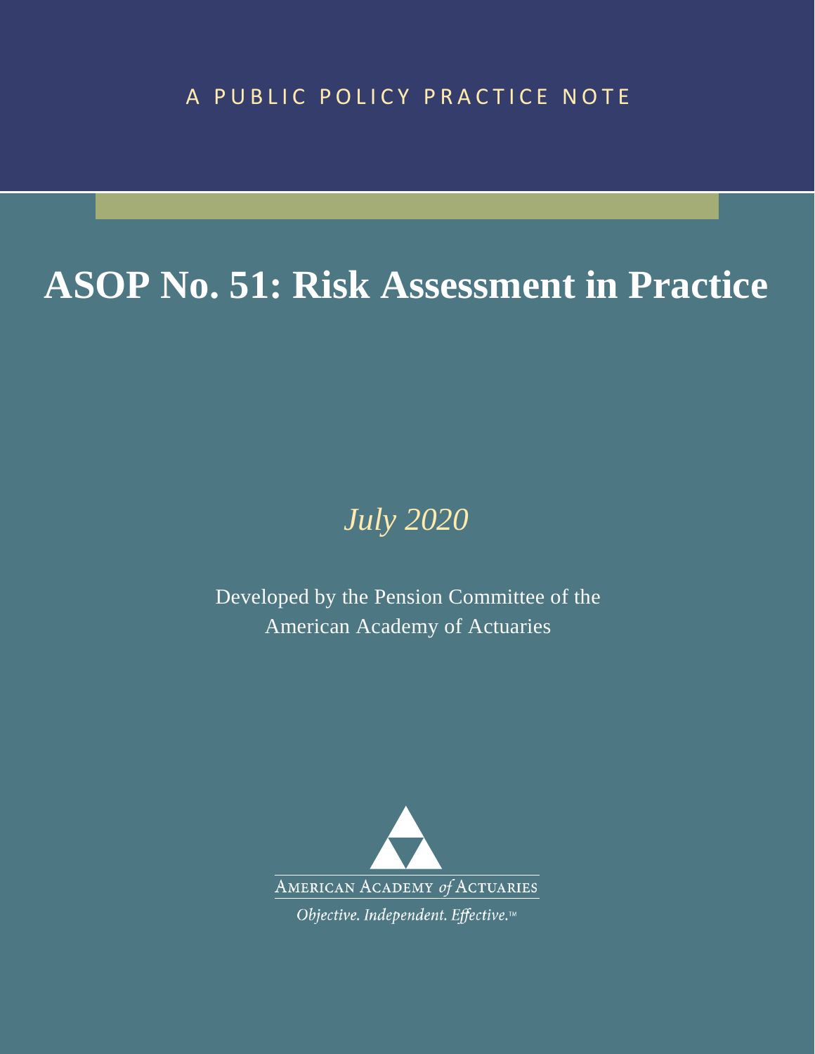A PUBLIC POLICY PRACTICE NOTE

# ASOP No. 51: Risk Assessment in Practice

*July 2020*

Developed by the Pension Committee of the American Academy of Actuaries

AMERICAN ACADEMY *of* ACTUARIES

*Objective. Independent. Effective.™*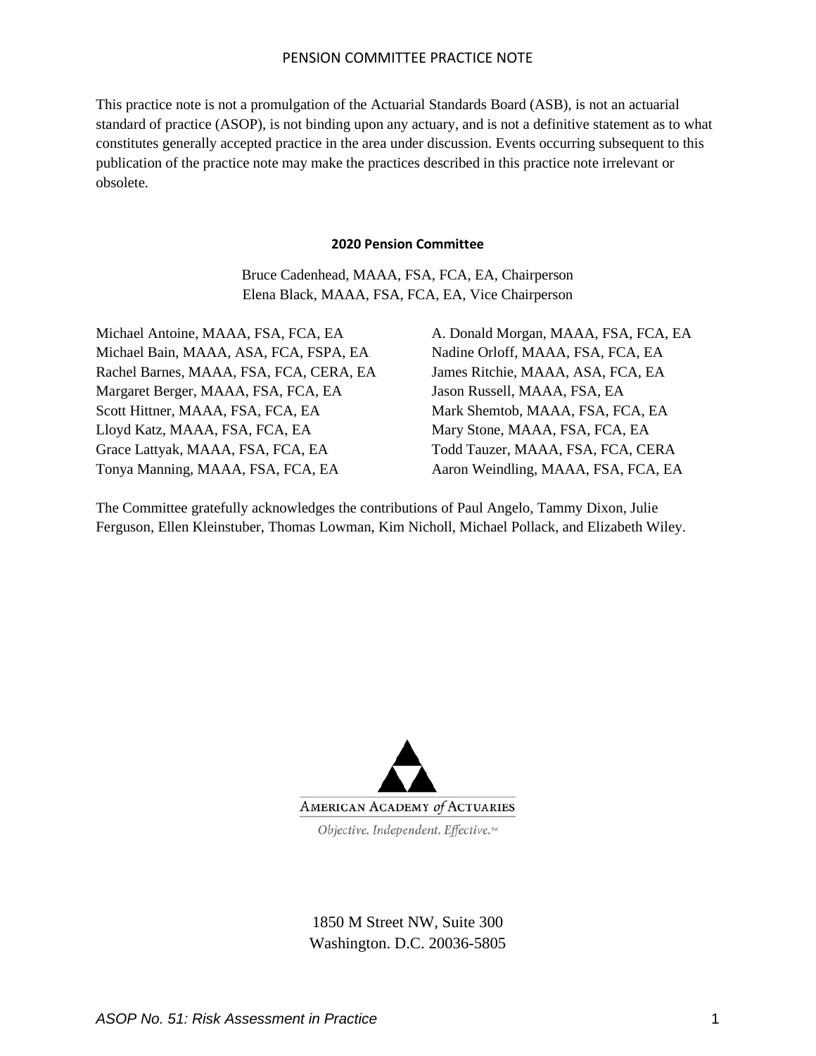This practice note is not a promulgation of the Actuarial Standards Board (ASB), is not an actuarial standard of practice (ASOP), is not binding upon any actuary, and is not a definitive statement as to what constitutes generally accepted practice in the area under discussion. Events occurring subsequent to this publication of the practice note may make the practices described in this practice note irrelevant or obsolete.

**2020 Pension Committee**

Bruce Cadenhead, MAAA, FSA, FCA, EA, Chairperson
Elena Black, MAAA, FSA, FCA, EA, Vice Chairperson

Michael Antoine, MAAA, FSA, FCA, EA
Michael Bain, MAAA, ASA, FCA, FSPA, EA
Rachel Barnes, MAAA, FSA, FCA, CERA, EA
Margaret Berger, MAAA, FSA, FCA, EA
Scott Hittner, MAAA, FSA, FCA, EA
Lloyd Katz, MAAA, FSA, FCA, EA
Grace Lattyak, MAAA, FSA, FCA, EA
Tonya Manning, MAAA, FSA, FCA, EA
A. Donald Morgan, MAAA, FSA, FCA, EA
Nadine Orloff, MAAA, FSA, FCA, EA
James Ritchie, MAAA, ASA, FCA, EA
Jason Russell, MAAA, FSA, EA
Mark Shemtob, MAAA, FSA, FCA, EA
Mary Stone, MAAA, FSA, FCA, EA
Todd Tauzer, MAAA, FSA, FCA, CERA
Aaron Weindling, MAAA, FSA, FCA, EA

The Committee gratefully acknowledges the contributions of Paul Angelo, Tammy Dixon, Julie Ferguson, Ellen Kleinstuber, Thomas Lowman, Kim Nicholl, Michael Pollack, and Elizabeth Wiley.

AMERICAN ACADEMY *of* ACTUARIES

*Objective. Independent. Effective.*™

1850 M Street NW, Suite 300
Washington. D.C. 20036-5805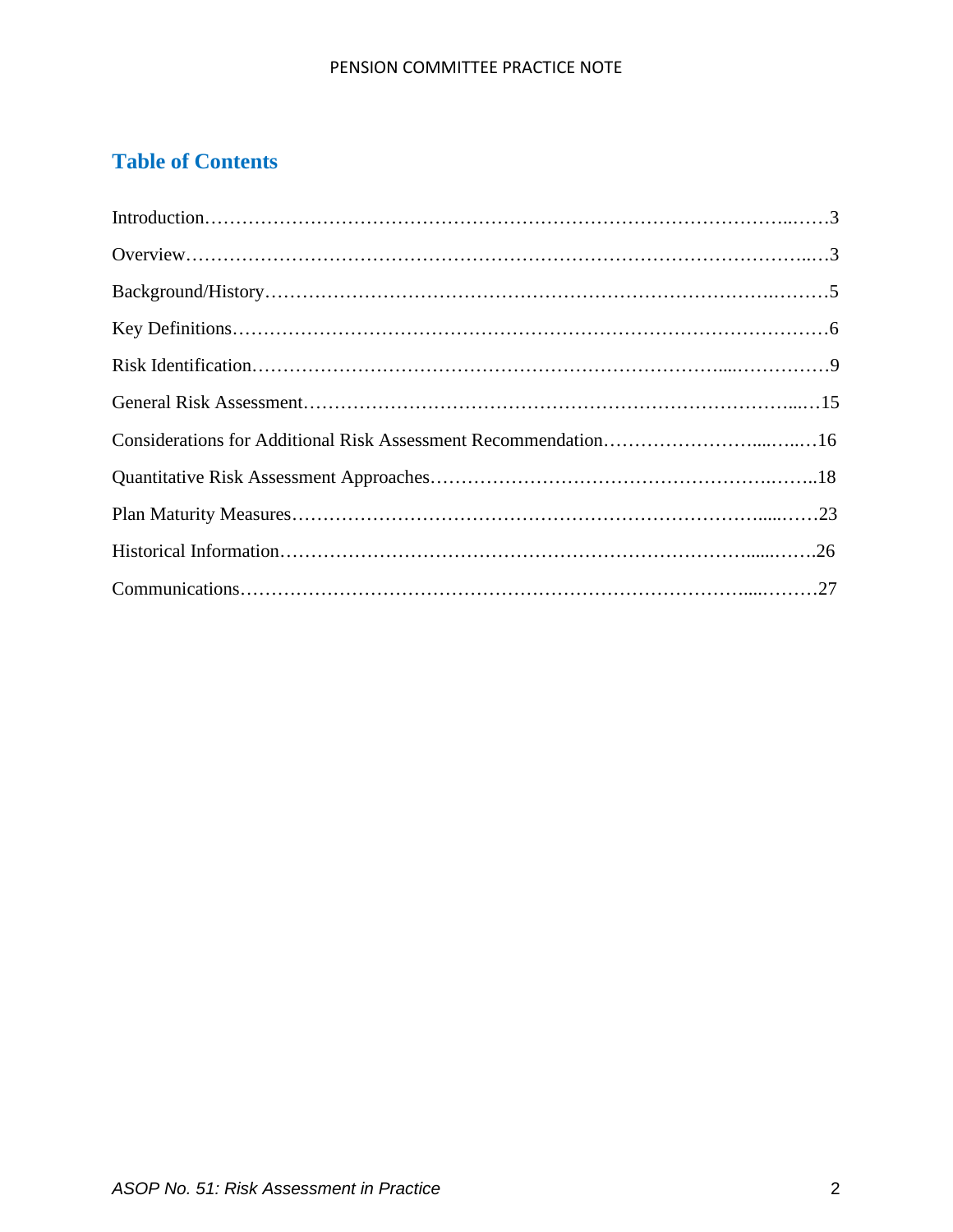## Table of Contents

Introduction……………………………………………………………………………………3

Overview………………………………………………………………………………………3

Background/History……………………………………………………………………………5

Key Definitions…………………………………………………………………………………6

Risk Identification………………………………………………………………………………9

General Risk Assessment………………………………………………………………………15

Considerations for Additional Risk Assessment Recommendation……………………………16

Quantitative Risk Assessment Approaches……………………………………………………18

Plan Maturity Measures…………………………………………………………………………23

Historical Information……………………………………………………………………………26

Communications…………………………………………………………………………………27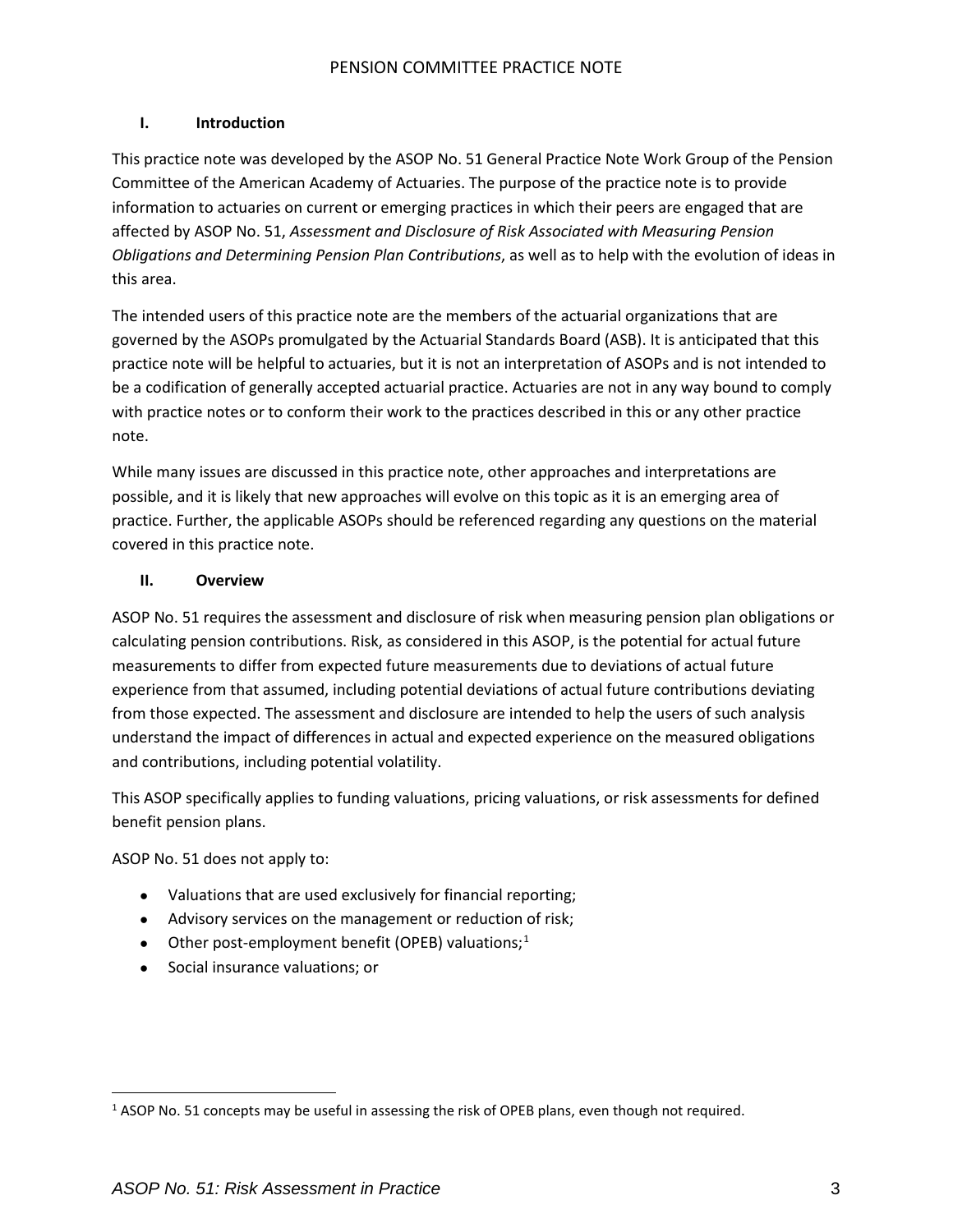## I. Introduction

This practice note was developed by the ASOP No. 51 General Practice Note Work Group of the Pension Committee of the American Academy of Actuaries. The purpose of the practice note is to provide information to actuaries on current or emerging practices in which their peers are engaged that are affected by ASOP No. 51, *Assessment and Disclosure of Risk Associated with Measuring Pension Obligations and Determining Pension Plan Contributions*, as well as to help with the evolution of ideas in this area.

The intended users of this practice note are the members of the actuarial organizations that are governed by the ASOPs promulgated by the Actuarial Standards Board (ASB). It is anticipated that this practice note will be helpful to actuaries, but it is not an interpretation of ASOPs and is not intended to be a codification of generally accepted actuarial practice. Actuaries are not in any way bound to comply with practice notes or to conform their work to the practices described in this or any other practice note.

While many issues are discussed in this practice note, other approaches and interpretations are possible, and it is likely that new approaches will evolve on this topic as it is an emerging area of practice. Further, the applicable ASOPs should be referenced regarding any questions on the material covered in this practice note.

## II. Overview

ASOP No. 51 requires the assessment and disclosure of risk when measuring pension plan obligations or calculating pension contributions. Risk, as considered in this ASOP, is the potential for actual future measurements to differ from expected future measurements due to deviations of actual future experience from that assumed, including potential deviations of actual future contributions deviating from those expected. The assessment and disclosure are intended to help the users of such analysis understand the impact of differences in actual and expected experience on the measured obligations and contributions, including potential volatility.

This ASOP specifically applies to funding valuations, pricing valuations, or risk assessments for defined benefit pension plans.

ASOP No. 51 does not apply to:

- Valuations that are used exclusively for financial reporting;
- Advisory services on the management or reduction of risk;
- Other post-employment benefit (OPEB) valuations;[1]
- Social insurance valuations; or

[1] ASOP No. 51 concepts may be useful in assessing the risk of OPEB plans, even though not required.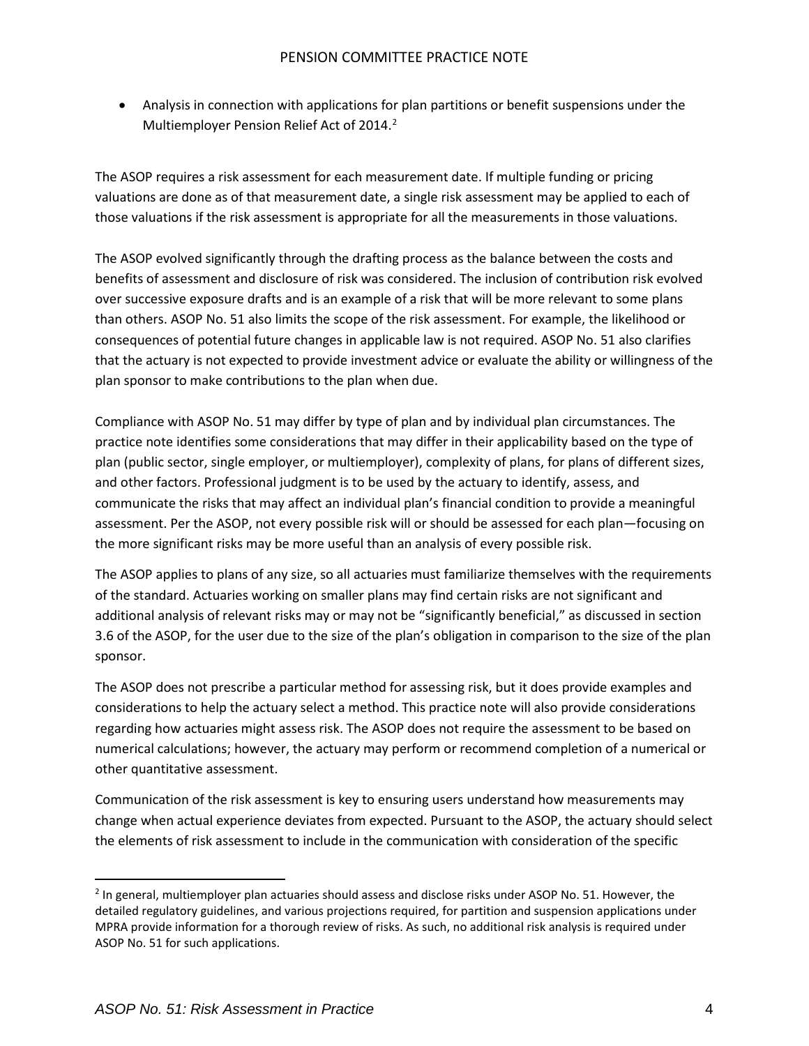- Analysis in connection with applications for plan partitions or benefit suspensions under the Multiemployer Pension Relief Act of 2014.[2]

The ASOP requires a risk assessment for each measurement date. If multiple funding or pricing valuations are done as of that measurement date, a single risk assessment may be applied to each of those valuations if the risk assessment is appropriate for all the measurements in those valuations.

The ASOP evolved significantly through the drafting process as the balance between the costs and benefits of assessment and disclosure of risk was considered. The inclusion of contribution risk evolved over successive exposure drafts and is an example of a risk that will be more relevant to some plans than others. ASOP No. 51 also limits the scope of the risk assessment. For example, the likelihood or consequences of potential future changes in applicable law is not required. ASOP No. 51 also clarifies that the actuary is not expected to provide investment advice or evaluate the ability or willingness of the plan sponsor to make contributions to the plan when due.

Compliance with ASOP No. 51 may differ by type of plan and by individual plan circumstances. The practice note identifies some considerations that may differ in their applicability based on the type of plan (public sector, single employer, or multiemployer), complexity of plans, for plans of different sizes, and other factors. Professional judgment is to be used by the actuary to identify, assess, and communicate the risks that may affect an individual plan's financial condition to provide a meaningful assessment. Per the ASOP, not every possible risk will or should be assessed for each plan—focusing on the more significant risks may be more useful than an analysis of every possible risk.

The ASOP applies to plans of any size, so all actuaries must familiarize themselves with the requirements of the standard. Actuaries working on smaller plans may find certain risks are not significant and additional analysis of relevant risks may or may not be "significantly beneficial," as discussed in section 3.6 of the ASOP, for the user due to the size of the plan's obligation in comparison to the size of the plan sponsor.

The ASOP does not prescribe a particular method for assessing risk, but it does provide examples and considerations to help the actuary select a method. This practice note will also provide considerations regarding how actuaries might assess risk. The ASOP does not require the assessment to be based on numerical calculations; however, the actuary may perform or recommend completion of a numerical or other quantitative assessment.

Communication of the risk assessment is key to ensuring users understand how measurements may change when actual experience deviates from expected. Pursuant to the ASOP, the actuary should select the elements of risk assessment to include in the communication with consideration of the specific

---

[2] In general, multiemployer plan actuaries should assess and disclose risks under ASOP No. 51. However, the detailed regulatory guidelines, and various projections required, for partition and suspension applications under MPRA provide information for a thorough review of risks. As such, no additional risk analysis is required under ASOP No. 51 for such applications.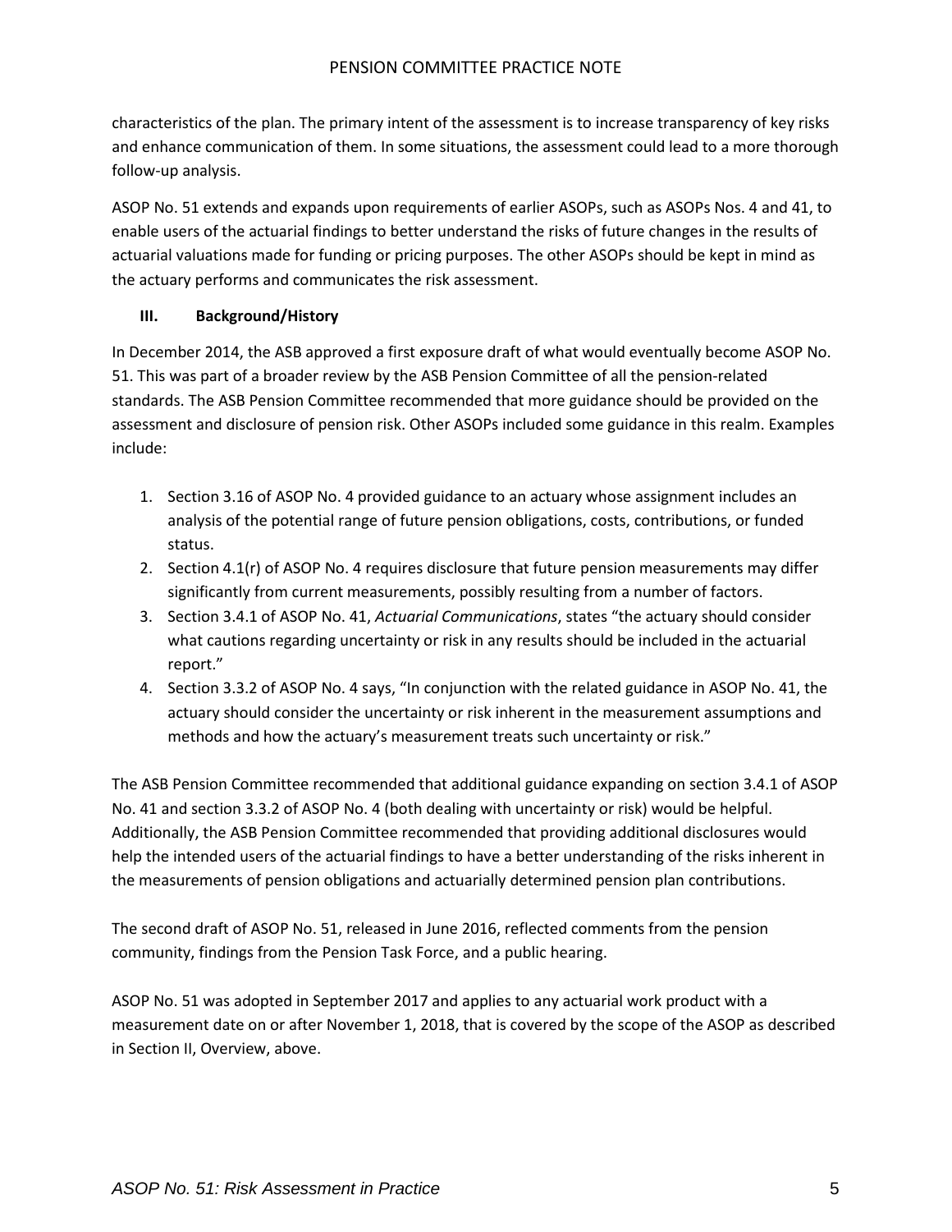characteristics of the plan. The primary intent of the assessment is to increase transparency of key risks and enhance communication of them. In some situations, the assessment could lead to a more thorough follow-up analysis.

ASOP No. 51 extends and expands upon requirements of earlier ASOPs, such as ASOPs Nos. 4 and 41, to enable users of the actuarial findings to better understand the risks of future changes in the results of actuarial valuations made for funding or pricing purposes. The other ASOPs should be kept in mind as the actuary performs and communicates the risk assessment.

## III. Background/History

In December 2014, the ASB approved a first exposure draft of what would eventually become ASOP No. 51. This was part of a broader review by the ASB Pension Committee of all the pension-related standards. The ASB Pension Committee recommended that more guidance should be provided on the assessment and disclosure of pension risk. Other ASOPs included some guidance in this realm. Examples include:

1. Section 3.16 of ASOP No. 4 provided guidance to an actuary whose assignment includes an analysis of the potential range of future pension obligations, costs, contributions, or funded status.
2. Section 4.1(r) of ASOP No. 4 requires disclosure that future pension measurements may differ significantly from current measurements, possibly resulting from a number of factors.
3. Section 3.4.1 of ASOP No. 41, *Actuarial Communications*, states "the actuary should consider what cautions regarding uncertainty or risk in any results should be included in the actuarial report."
4. Section 3.3.2 of ASOP No. 4 says, "In conjunction with the related guidance in ASOP No. 41, the actuary should consider the uncertainty or risk inherent in the measurement assumptions and methods and how the actuary's measurement treats such uncertainty or risk."

The ASB Pension Committee recommended that additional guidance expanding on section 3.4.1 of ASOP No. 41 and section 3.3.2 of ASOP No. 4 (both dealing with uncertainty or risk) would be helpful. Additionally, the ASB Pension Committee recommended that providing additional disclosures would help the intended users of the actuarial findings to have a better understanding of the risks inherent in the measurements of pension obligations and actuarially determined pension plan contributions.

The second draft of ASOP No. 51, released in June 2016, reflected comments from the pension community, findings from the Pension Task Force, and a public hearing.

ASOP No. 51 was adopted in September 2017 and applies to any actuarial work product with a measurement date on or after November 1, 2018, that is covered by the scope of the ASOP as described in Section II, Overview, above.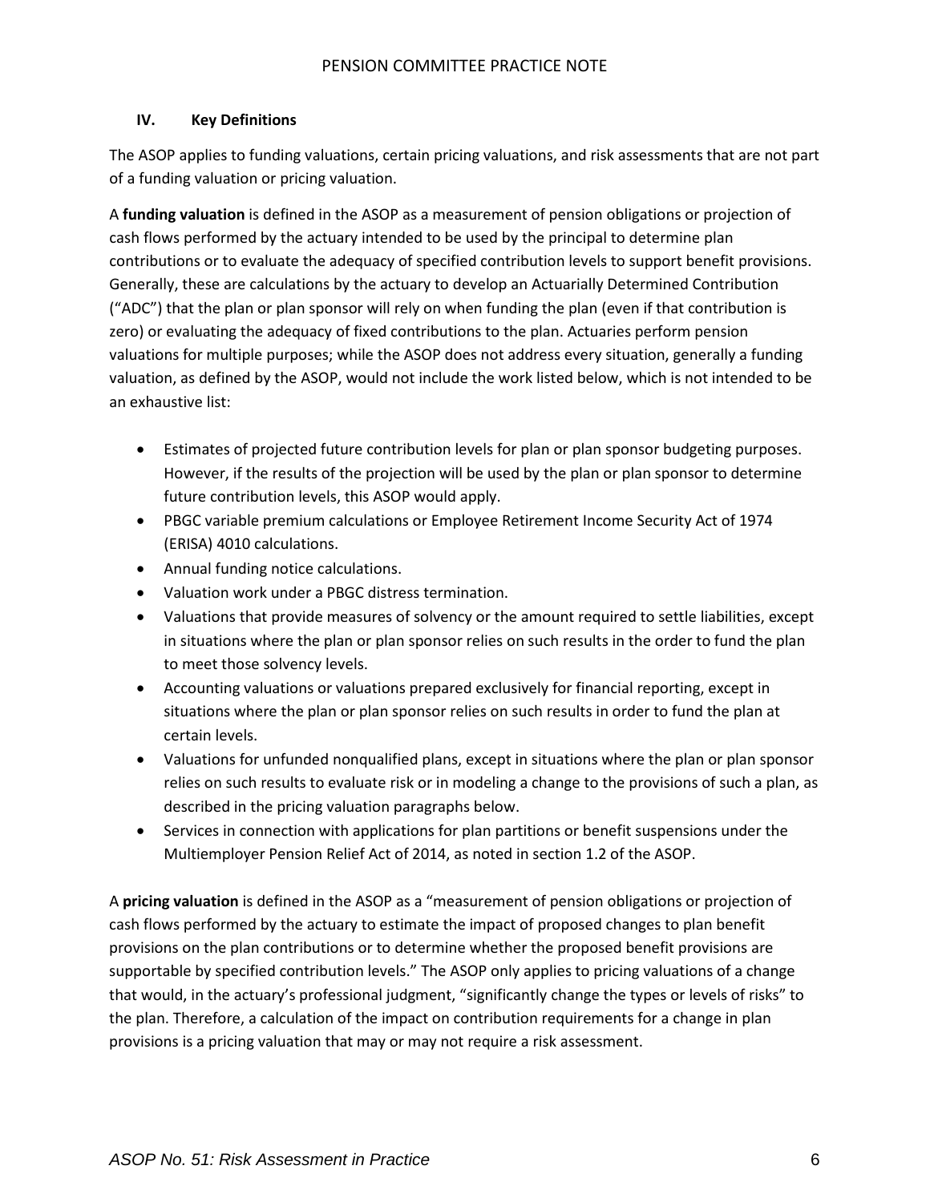## IV. Key Definitions

The ASOP applies to funding valuations, certain pricing valuations, and risk assessments that are not part of a funding valuation or pricing valuation.

A **funding valuation** is defined in the ASOP as a measurement of pension obligations or projection of cash flows performed by the actuary intended to be used by the principal to determine plan contributions or to evaluate the adequacy of specified contribution levels to support benefit provisions. Generally, these are calculations by the actuary to develop an Actuarially Determined Contribution ("ADC") that the plan or plan sponsor will rely on when funding the plan (even if that contribution is zero) or evaluating the adequacy of fixed contributions to the plan. Actuaries perform pension valuations for multiple purposes; while the ASOP does not address every situation, generally a funding valuation, as defined by the ASOP, would not include the work listed below, which is not intended to be an exhaustive list:

- Estimates of projected future contribution levels for plan or plan sponsor budgeting purposes. However, if the results of the projection will be used by the plan or plan sponsor to determine future contribution levels, this ASOP would apply.
- PBGC variable premium calculations or Employee Retirement Income Security Act of 1974 (ERISA) 4010 calculations.
- Annual funding notice calculations.
- Valuation work under a PBGC distress termination.
- Valuations that provide measures of solvency or the amount required to settle liabilities, except in situations where the plan or plan sponsor relies on such results in the order to fund the plan to meet those solvency levels.
- Accounting valuations or valuations prepared exclusively for financial reporting, except in situations where the plan or plan sponsor relies on such results in order to fund the plan at certain levels.
- Valuations for unfunded nonqualified plans, except in situations where the plan or plan sponsor relies on such results to evaluate risk or in modeling a change to the provisions of such a plan, as described in the pricing valuation paragraphs below.
- Services in connection with applications for plan partitions or benefit suspensions under the Multiemployer Pension Relief Act of 2014, as noted in section 1.2 of the ASOP.

A **pricing valuation** is defined in the ASOP as a "measurement of pension obligations or projection of cash flows performed by the actuary to estimate the impact of proposed changes to plan benefit provisions on the plan contributions or to determine whether the proposed benefit provisions are supportable by specified contribution levels." The ASOP only applies to pricing valuations of a change that would, in the actuary's professional judgment, "significantly change the types or levels of risks" to the plan. Therefore, a calculation of the impact on contribution requirements for a change in plan provisions is a pricing valuation that may or may not require a risk assessment.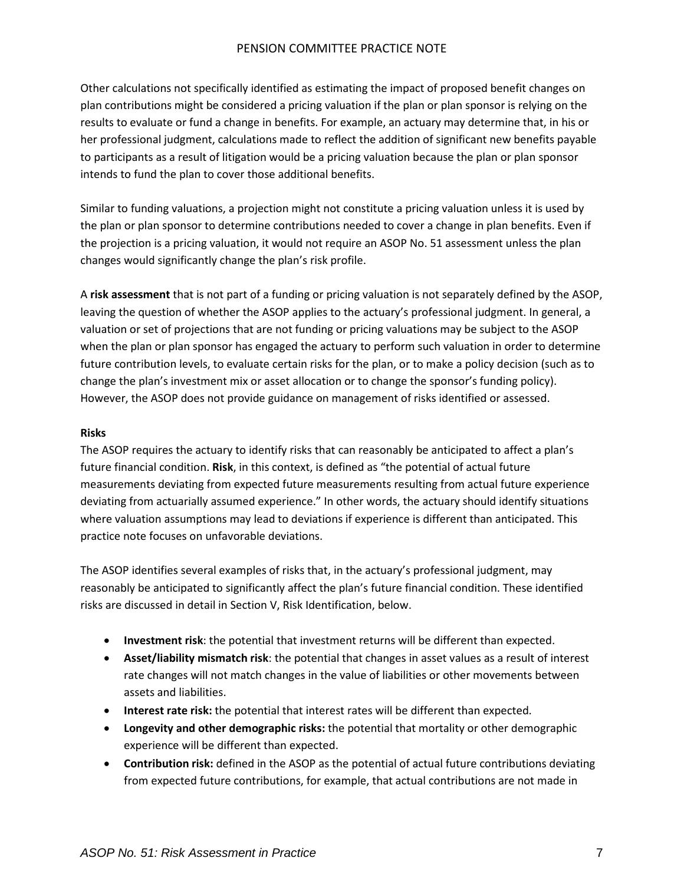Other calculations not specifically identified as estimating the impact of proposed benefit changes on plan contributions might be considered a pricing valuation if the plan or plan sponsor is relying on the results to evaluate or fund a change in benefits. For example, an actuary may determine that, in his or her professional judgment, calculations made to reflect the addition of significant new benefits payable to participants as a result of litigation would be a pricing valuation because the plan or plan sponsor intends to fund the plan to cover those additional benefits.

Similar to funding valuations, a projection might not constitute a pricing valuation unless it is used by the plan or plan sponsor to determine contributions needed to cover a change in plan benefits. Even if the projection is a pricing valuation, it would not require an ASOP No. 51 assessment unless the plan changes would significantly change the plan's risk profile.

A **risk assessment** that is not part of a funding or pricing valuation is not separately defined by the ASOP, leaving the question of whether the ASOP applies to the actuary's professional judgment. In general, a valuation or set of projections that are not funding or pricing valuations may be subject to the ASOP when the plan or plan sponsor has engaged the actuary to perform such valuation in order to determine future contribution levels, to evaluate certain risks for the plan, or to make a policy decision (such as to change the plan's investment mix or asset allocation or to change the sponsor's funding policy). However, the ASOP does not provide guidance on management of risks identified or assessed.

**Risks**

The ASOP requires the actuary to identify risks that can reasonably be anticipated to affect a plan's future financial condition. **Risk**, in this context, is defined as "the potential of actual future measurements deviating from expected future measurements resulting from actual future experience deviating from actuarially assumed experience." In other words, the actuary should identify situations where valuation assumptions may lead to deviations if experience is different than anticipated. This practice note focuses on unfavorable deviations.

The ASOP identifies several examples of risks that, in the actuary's professional judgment, may reasonably be anticipated to significantly affect the plan's future financial condition. These identified risks are discussed in detail in Section V, Risk Identification, below.

- **Investment risk**: the potential that investment returns will be different than expected.
- **Asset/liability mismatch risk**: the potential that changes in asset values as a result of interest rate changes will not match changes in the value of liabilities or other movements between assets and liabilities.
- **Interest rate risk:** the potential that interest rates will be different than expected.
- **Longevity and other demographic risks:** the potential that mortality or other demographic experience will be different than expected.
- **Contribution risk:** defined in the ASOP as the potential of actual future contributions deviating from expected future contributions, for example, that actual contributions are not made in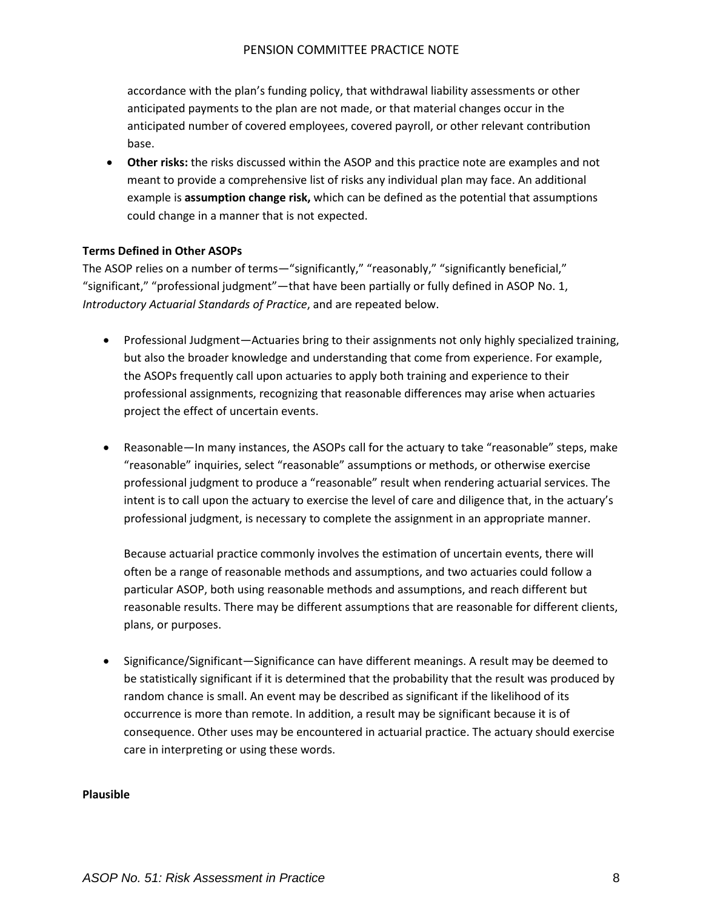accordance with the plan's funding policy, that withdrawal liability assessments or other anticipated payments to the plan are not made, or that material changes occur in the anticipated number of covered employees, covered payroll, or other relevant contribution base.

- **Other risks:** the risks discussed within the ASOP and this practice note are examples and not meant to provide a comprehensive list of risks any individual plan may face. An additional example is **assumption change risk,** which can be defined as the potential that assumptions could change in a manner that is not expected.

**Terms Defined in Other ASOPs**

The ASOP relies on a number of terms—"significantly," "reasonably," "significantly beneficial," "significant," "professional judgment"—that have been partially or fully defined in ASOP No. 1, *Introductory Actuarial Standards of Practice*, and are repeated below.

- Professional Judgment—Actuaries bring to their assignments not only highly specialized training, but also the broader knowledge and understanding that come from experience. For example, the ASOPs frequently call upon actuaries to apply both training and experience to their professional assignments, recognizing that reasonable differences may arise when actuaries project the effect of uncertain events.

- Reasonable—In many instances, the ASOPs call for the actuary to take "reasonable" steps, make "reasonable" inquiries, select "reasonable" assumptions or methods, or otherwise exercise professional judgment to produce a "reasonable" result when rendering actuarial services. The intent is to call upon the actuary to exercise the level of care and diligence that, in the actuary's professional judgment, is necessary to complete the assignment in an appropriate manner.

  Because actuarial practice commonly involves the estimation of uncertain events, there will often be a range of reasonable methods and assumptions, and two actuaries could follow a particular ASOP, both using reasonable methods and assumptions, and reach different but reasonable results. There may be different assumptions that are reasonable for different clients, plans, or purposes.

- Significance/Significant—Significance can have different meanings. A result may be deemed to be statistically significant if it is determined that the probability that the result was produced by random chance is small. An event may be described as significant if the likelihood of its occurrence is more than remote. In addition, a result may be significant because it is of consequence. Other uses may be encountered in actuarial practice. The actuary should exercise care in interpreting or using these words.

**Plausible**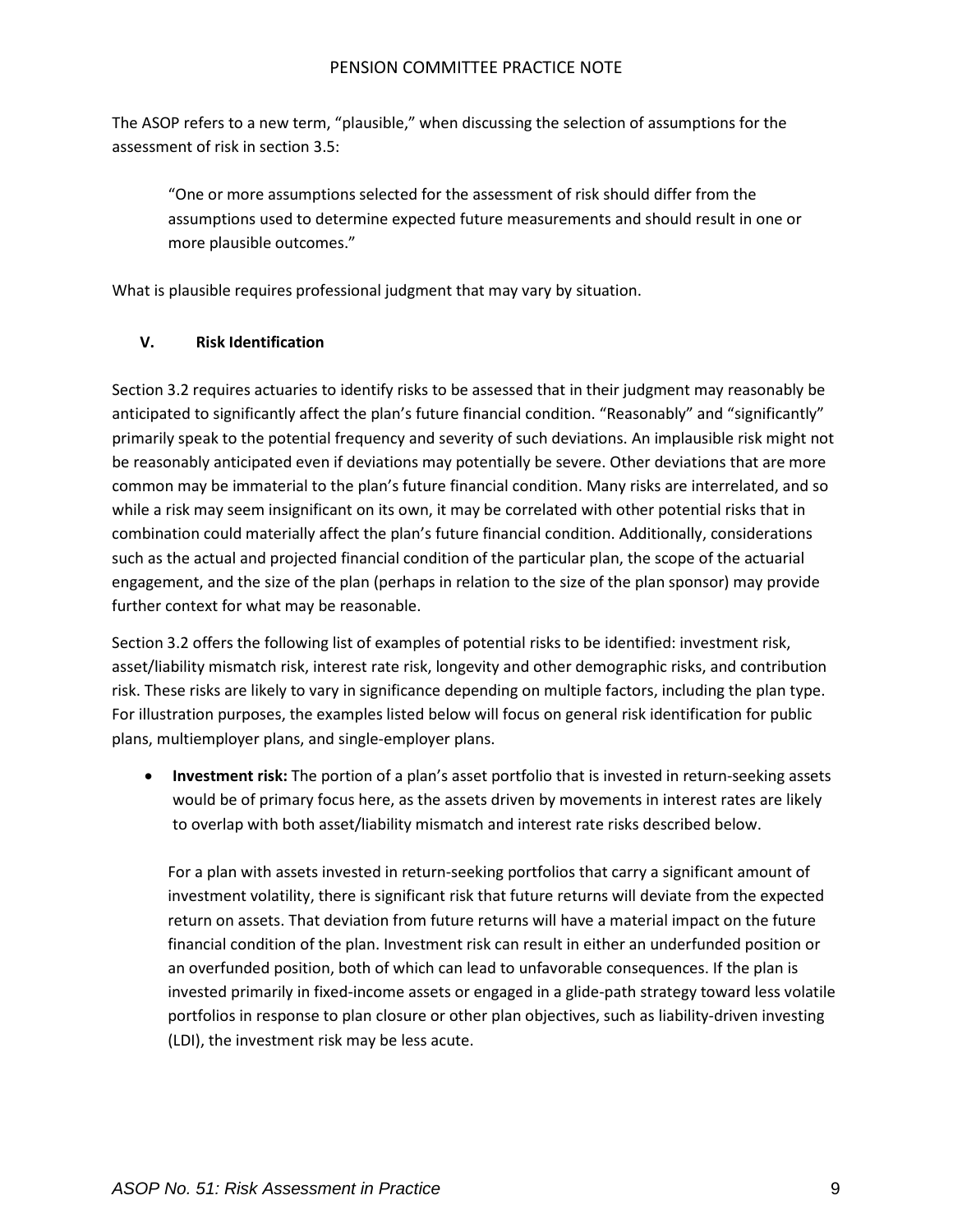The ASOP refers to a new term, "plausible," when discussing the selection of assumptions for the assessment of risk in section 3.5:

> "One or more assumptions selected for the assessment of risk should differ from the assumptions used to determine expected future measurements and should result in one or more plausible outcomes."

What is plausible requires professional judgment that may vary by situation.

## V. Risk Identification

Section 3.2 requires actuaries to identify risks to be assessed that in their judgment may reasonably be anticipated to significantly affect the plan's future financial condition. "Reasonably" and "significantly" primarily speak to the potential frequency and severity of such deviations. An implausible risk might not be reasonably anticipated even if deviations may potentially be severe. Other deviations that are more common may be immaterial to the plan's future financial condition. Many risks are interrelated, and so while a risk may seem insignificant on its own, it may be correlated with other potential risks that in combination could materially affect the plan's future financial condition. Additionally, considerations such as the actual and projected financial condition of the particular plan, the scope of the actuarial engagement, and the size of the plan (perhaps in relation to the size of the plan sponsor) may provide further context for what may be reasonable.

Section 3.2 offers the following list of examples of potential risks to be identified: investment risk, asset/liability mismatch risk, interest rate risk, longevity and other demographic risks, and contribution risk. These risks are likely to vary in significance depending on multiple factors, including the plan type. For illustration purposes, the examples listed below will focus on general risk identification for public plans, multiemployer plans, and single-employer plans.

- **Investment risk:** The portion of a plan's asset portfolio that is invested in return-seeking assets would be of primary focus here, as the assets driven by movements in interest rates are likely to overlap with both asset/liability mismatch and interest rate risks described below.

  For a plan with assets invested in return-seeking portfolios that carry a significant amount of investment volatility, there is significant risk that future returns will deviate from the expected return on assets. That deviation from future returns will have a material impact on the future financial condition of the plan. Investment risk can result in either an underfunded position or an overfunded position, both of which can lead to unfavorable consequences. If the plan is invested primarily in fixed-income assets or engaged in a glide-path strategy toward less volatile portfolios in response to plan closure or other plan objectives, such as liability-driven investing (LDI), the investment risk may be less acute.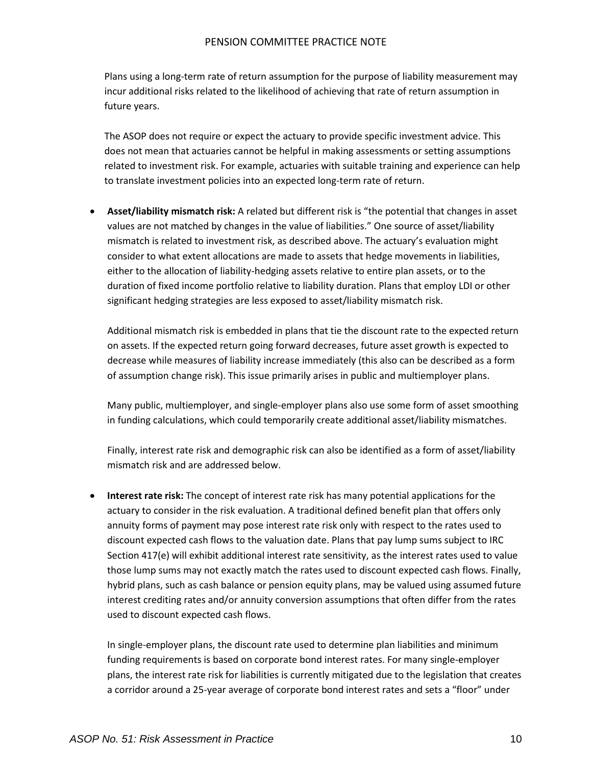Plans using a long-term rate of return assumption for the purpose of liability measurement may incur additional risks related to the likelihood of achieving that rate of return assumption in future years.

The ASOP does not require or expect the actuary to provide specific investment advice. This does not mean that actuaries cannot be helpful in making assessments or setting assumptions related to investment risk. For example, actuaries with suitable training and experience can help to translate investment policies into an expected long-term rate of return.

- **Asset/liability mismatch risk:** A related but different risk is "the potential that changes in asset values are not matched by changes in the value of liabilities." One source of asset/liability mismatch is related to investment risk, as described above. The actuary's evaluation might consider to what extent allocations are made to assets that hedge movements in liabilities, either to the allocation of liability-hedging assets relative to entire plan assets, or to the duration of fixed income portfolio relative to liability duration. Plans that employ LDI or other significant hedging strategies are less exposed to asset/liability mismatch risk.

  Additional mismatch risk is embedded in plans that tie the discount rate to the expected return on assets. If the expected return going forward decreases, future asset growth is expected to decrease while measures of liability increase immediately (this also can be described as a form of assumption change risk). This issue primarily arises in public and multiemployer plans.

  Many public, multiemployer, and single-employer plans also use some form of asset smoothing in funding calculations, which could temporarily create additional asset/liability mismatches.

  Finally, interest rate risk and demographic risk can also be identified as a form of asset/liability mismatch risk and are addressed below.

- **Interest rate risk:** The concept of interest rate risk has many potential applications for the actuary to consider in the risk evaluation. A traditional defined benefit plan that offers only annuity forms of payment may pose interest rate risk only with respect to the rates used to discount expected cash flows to the valuation date. Plans that pay lump sums subject to IRC Section 417(e) will exhibit additional interest rate sensitivity, as the interest rates used to value those lump sums may not exactly match the rates used to discount expected cash flows. Finally, hybrid plans, such as cash balance or pension equity plans, may be valued using assumed future interest crediting rates and/or annuity conversion assumptions that often differ from the rates used to discount expected cash flows.

  In single-employer plans, the discount rate used to determine plan liabilities and minimum funding requirements is based on corporate bond interest rates. For many single-employer plans, the interest rate risk for liabilities is currently mitigated due to the legislation that creates a corridor around a 25-year average of corporate bond interest rates and sets a "floor" under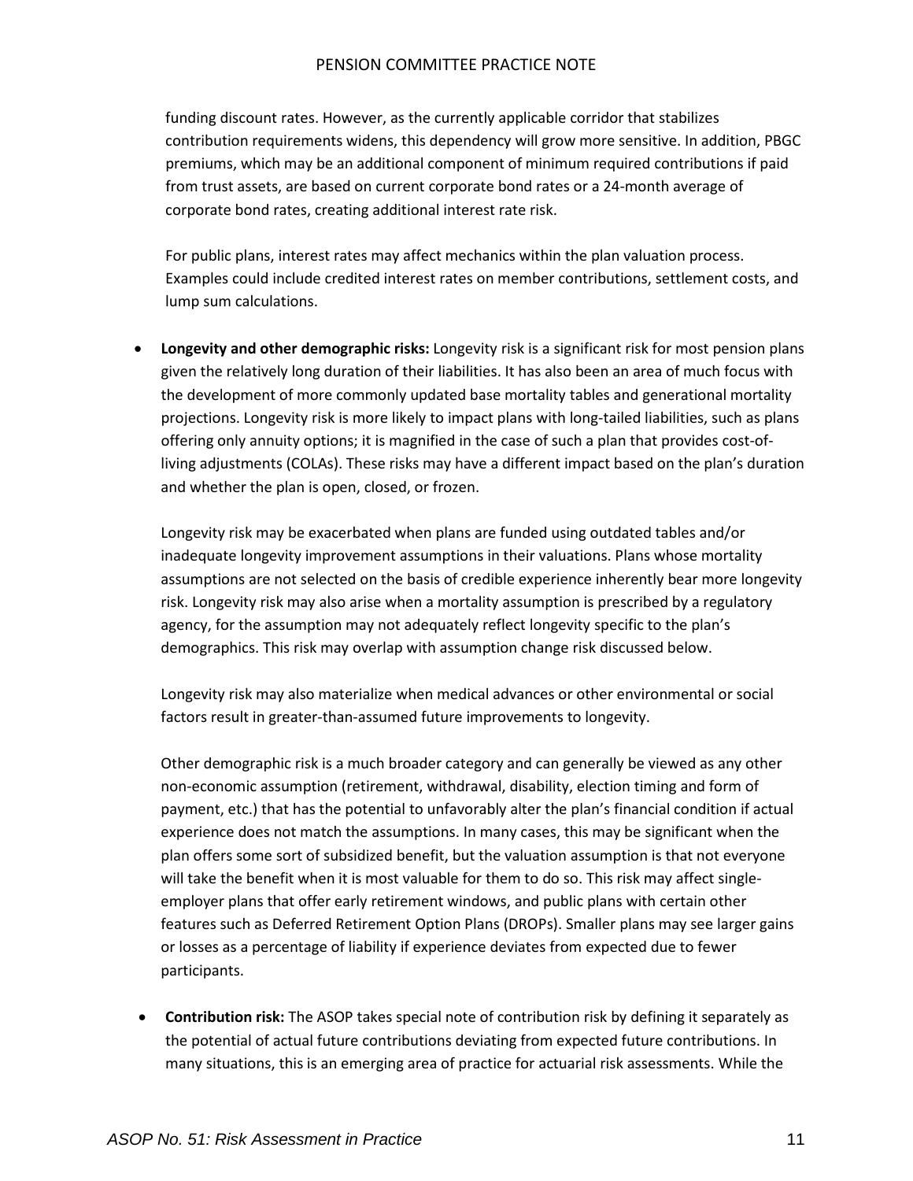funding discount rates. However, as the currently applicable corridor that stabilizes contribution requirements widens, this dependency will grow more sensitive. In addition, PBGC premiums, which may be an additional component of minimum required contributions if paid from trust assets, are based on current corporate bond rates or a 24-month average of corporate bond rates, creating additional interest rate risk.

For public plans, interest rates may affect mechanics within the plan valuation process. Examples could include credited interest rates on member contributions, settlement costs, and lump sum calculations.

- **Longevity and other demographic risks:** Longevity risk is a significant risk for most pension plans given the relatively long duration of their liabilities. It has also been an area of much focus with the development of more commonly updated base mortality tables and generational mortality projections. Longevity risk is more likely to impact plans with long-tailed liabilities, such as plans offering only annuity options; it is magnified in the case of such a plan that provides cost-of-living adjustments (COLAs). These risks may have a different impact based on the plan's duration and whether the plan is open, closed, or frozen.

  Longevity risk may be exacerbated when plans are funded using outdated tables and/or inadequate longevity improvement assumptions in their valuations. Plans whose mortality assumptions are not selected on the basis of credible experience inherently bear more longevity risk. Longevity risk may also arise when a mortality assumption is prescribed by a regulatory agency, for the assumption may not adequately reflect longevity specific to the plan's demographics. This risk may overlap with assumption change risk discussed below.

  Longevity risk may also materialize when medical advances or other environmental or social factors result in greater-than-assumed future improvements to longevity.

  Other demographic risk is a much broader category and can generally be viewed as any other non-economic assumption (retirement, withdrawal, disability, election timing and form of payment, etc.) that has the potential to unfavorably alter the plan's financial condition if actual experience does not match the assumptions. In many cases, this may be significant when the plan offers some sort of subsidized benefit, but the valuation assumption is that not everyone will take the benefit when it is most valuable for them to do so. This risk may affect single-employer plans that offer early retirement windows, and public plans with certain other features such as Deferred Retirement Option Plans (DROPs). Smaller plans may see larger gains or losses as a percentage of liability if experience deviates from expected due to fewer participants.

- **Contribution risk:** The ASOP takes special note of contribution risk by defining it separately as the potential of actual future contributions deviating from expected future contributions. In many situations, this is an emerging area of practice for actuarial risk assessments. While the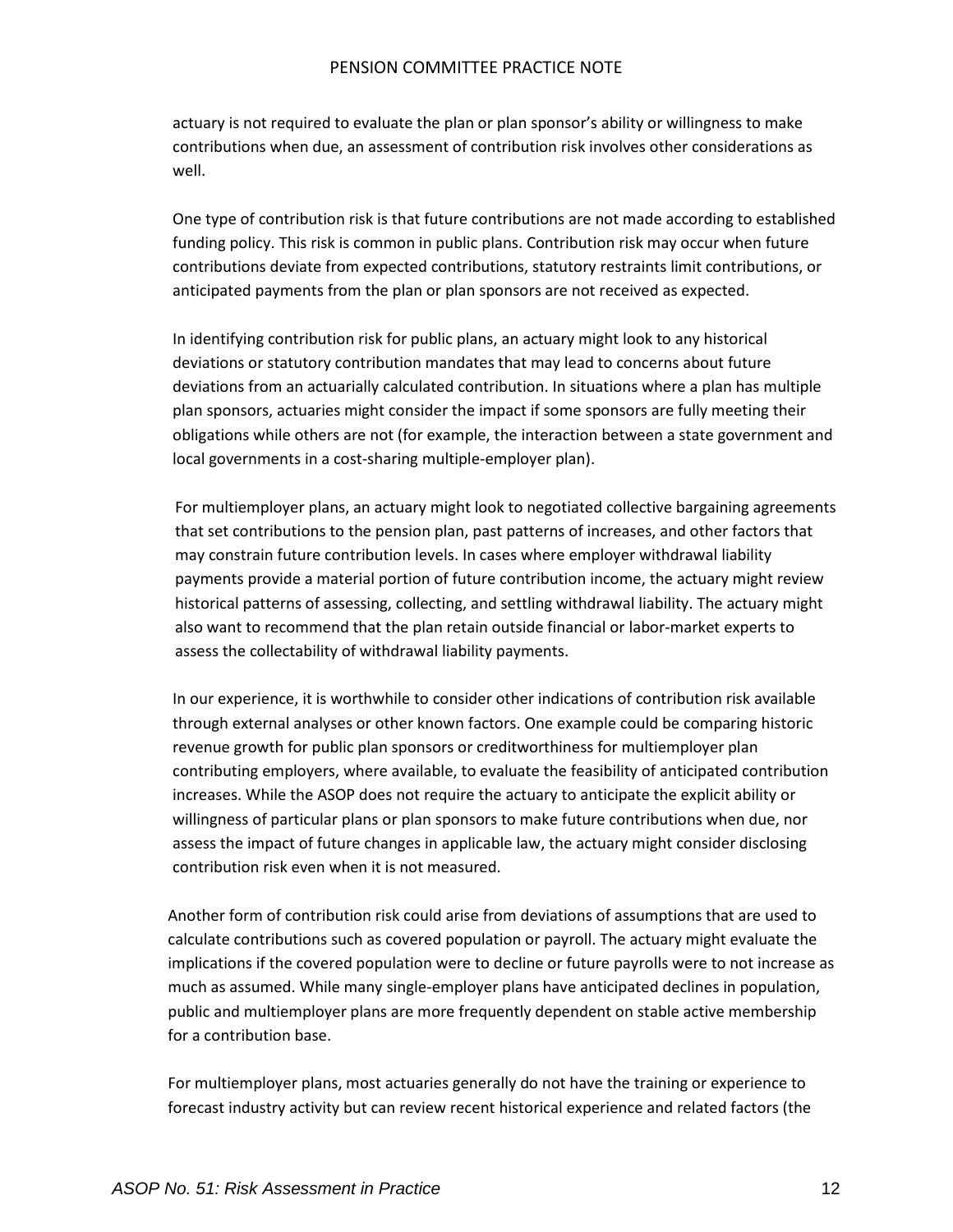actuary is not required to evaluate the plan or plan sponsor's ability or willingness to make contributions when due, an assessment of contribution risk involves other considerations as well.

One type of contribution risk is that future contributions are not made according to established funding policy. This risk is common in public plans. Contribution risk may occur when future contributions deviate from expected contributions, statutory restraints limit contributions, or anticipated payments from the plan or plan sponsors are not received as expected.

In identifying contribution risk for public plans, an actuary might look to any historical deviations or statutory contribution mandates that may lead to concerns about future deviations from an actuarially calculated contribution. In situations where a plan has multiple plan sponsors, actuaries might consider the impact if some sponsors are fully meeting their obligations while others are not (for example, the interaction between a state government and local governments in a cost-sharing multiple-employer plan).

For multiemployer plans, an actuary might look to negotiated collective bargaining agreements that set contributions to the pension plan, past patterns of increases, and other factors that may constrain future contribution levels. In cases where employer withdrawal liability payments provide a material portion of future contribution income, the actuary might review historical patterns of assessing, collecting, and settling withdrawal liability. The actuary might also want to recommend that the plan retain outside financial or labor-market experts to assess the collectability of withdrawal liability payments.

In our experience, it is worthwhile to consider other indications of contribution risk available through external analyses or other known factors. One example could be comparing historic revenue growth for public plan sponsors or creditworthiness for multiemployer plan contributing employers, where available, to evaluate the feasibility of anticipated contribution increases. While the ASOP does not require the actuary to anticipate the explicit ability or willingness of particular plans or plan sponsors to make future contributions when due, nor assess the impact of future changes in applicable law, the actuary might consider disclosing contribution risk even when it is not measured.

Another form of contribution risk could arise from deviations of assumptions that are used to calculate contributions such as covered population or payroll. The actuary might evaluate the implications if the covered population were to decline or future payrolls were to not increase as much as assumed. While many single-employer plans have anticipated declines in population, public and multiemployer plans are more frequently dependent on stable active membership for a contribution base.

For multiemployer plans, most actuaries generally do not have the training or experience to forecast industry activity but can review recent historical experience and related factors (the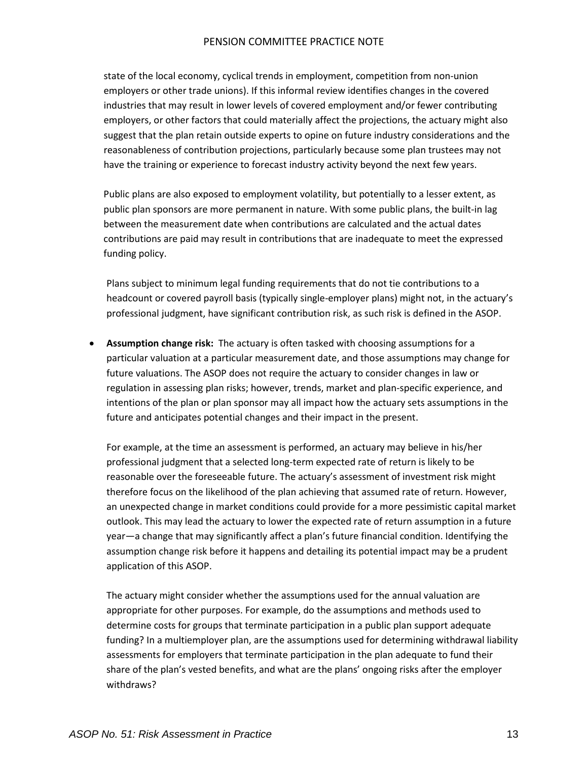state of the local economy, cyclical trends in employment, competition from non-union employers or other trade unions). If this informal review identifies changes in the covered industries that may result in lower levels of covered employment and/or fewer contributing employers, or other factors that could materially affect the projections, the actuary might also suggest that the plan retain outside experts to opine on future industry considerations and the reasonableness of contribution projections, particularly because some plan trustees may not have the training or experience to forecast industry activity beyond the next few years.

Public plans are also exposed to employment volatility, but potentially to a lesser extent, as public plan sponsors are more permanent in nature. With some public plans, the built-in lag between the measurement date when contributions are calculated and the actual dates contributions are paid may result in contributions that are inadequate to meet the expressed funding policy.

Plans subject to minimum legal funding requirements that do not tie contributions to a headcount or covered payroll basis (typically single-employer plans) might not, in the actuary's professional judgment, have significant contribution risk, as such risk is defined in the ASOP.

- **Assumption change risk:** The actuary is often tasked with choosing assumptions for a particular valuation at a particular measurement date, and those assumptions may change for future valuations. The ASOP does not require the actuary to consider changes in law or regulation in assessing plan risks; however, trends, market and plan-specific experience, and intentions of the plan or plan sponsor may all impact how the actuary sets assumptions in the future and anticipates potential changes and their impact in the present.

  For example, at the time an assessment is performed, an actuary may believe in his/her professional judgment that a selected long-term expected rate of return is likely to be reasonable over the foreseeable future. The actuary's assessment of investment risk might therefore focus on the likelihood of the plan achieving that assumed rate of return. However, an unexpected change in market conditions could provide for a more pessimistic capital market outlook. This may lead the actuary to lower the expected rate of return assumption in a future year—a change that may significantly affect a plan's future financial condition. Identifying the assumption change risk before it happens and detailing its potential impact may be a prudent application of this ASOP.

  The actuary might consider whether the assumptions used for the annual valuation are appropriate for other purposes. For example, do the assumptions and methods used to determine costs for groups that terminate participation in a public plan support adequate funding? In a multiemployer plan, are the assumptions used for determining withdrawal liability assessments for employers that terminate participation in the plan adequate to fund their share of the plan's vested benefits, and what are the plans' ongoing risks after the employer withdraws?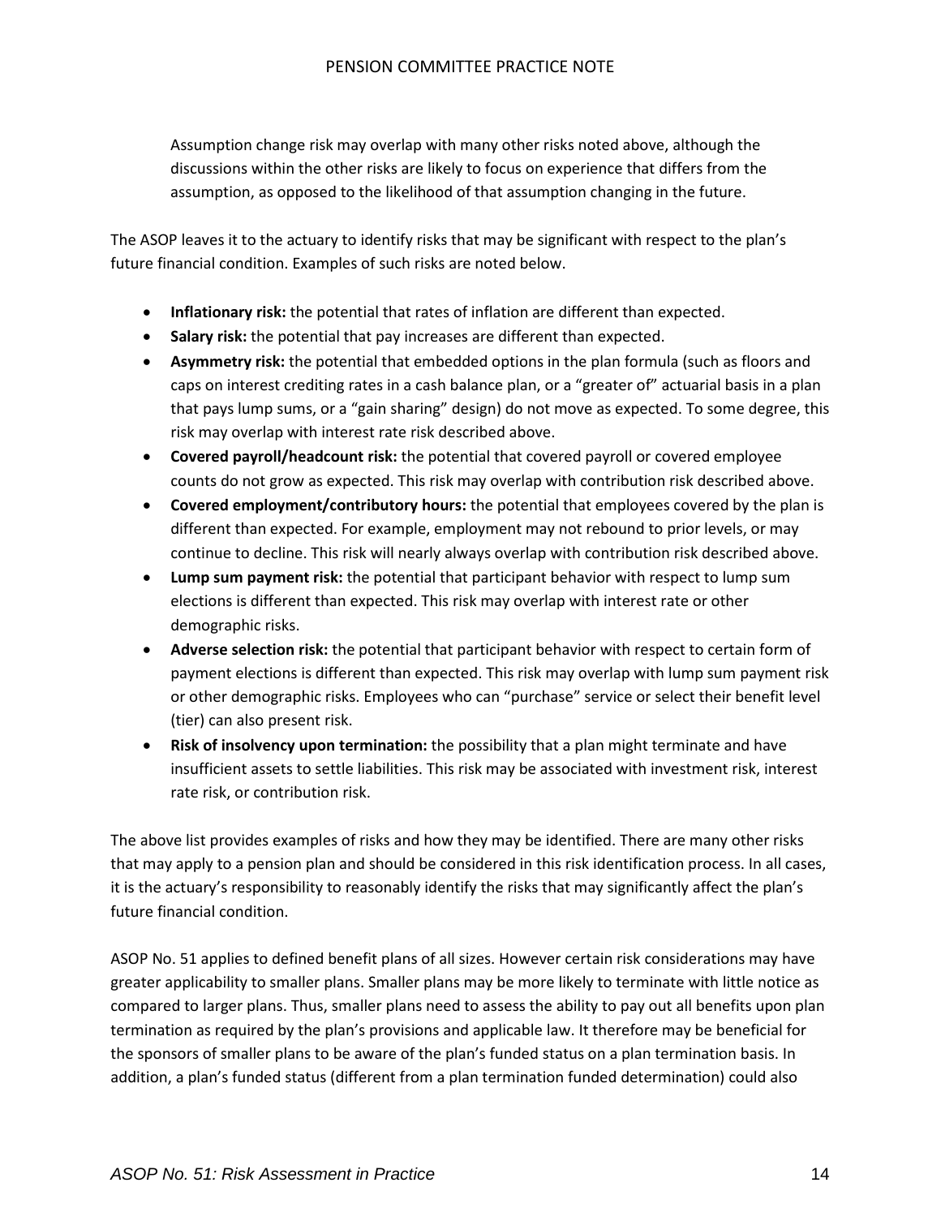Assumption change risk may overlap with many other risks noted above, although the discussions within the other risks are likely to focus on experience that differs from the assumption, as opposed to the likelihood of that assumption changing in the future.

The ASOP leaves it to the actuary to identify risks that may be significant with respect to the plan's future financial condition. Examples of such risks are noted below.

- **Inflationary risk:** the potential that rates of inflation are different than expected.
- **Salary risk:** the potential that pay increases are different than expected.
- **Asymmetry risk:** the potential that embedded options in the plan formula (such as floors and caps on interest crediting rates in a cash balance plan, or a "greater of" actuarial basis in a plan that pays lump sums, or a "gain sharing" design) do not move as expected. To some degree, this risk may overlap with interest rate risk described above.
- **Covered payroll/headcount risk:** the potential that covered payroll or covered employee counts do not grow as expected. This risk may overlap with contribution risk described above.
- **Covered employment/contributory hours:** the potential that employees covered by the plan is different than expected. For example, employment may not rebound to prior levels, or may continue to decline. This risk will nearly always overlap with contribution risk described above.
- **Lump sum payment risk:** the potential that participant behavior with respect to lump sum elections is different than expected. This risk may overlap with interest rate or other demographic risks.
- **Adverse selection risk:** the potential that participant behavior with respect to certain form of payment elections is different than expected. This risk may overlap with lump sum payment risk or other demographic risks. Employees who can "purchase" service or select their benefit level (tier) can also present risk.
- **Risk of insolvency upon termination:** the possibility that a plan might terminate and have insufficient assets to settle liabilities. This risk may be associated with investment risk, interest rate risk, or contribution risk.

The above list provides examples of risks and how they may be identified. There are many other risks that may apply to a pension plan and should be considered in this risk identification process. In all cases, it is the actuary's responsibility to reasonably identify the risks that may significantly affect the plan's future financial condition.

ASOP No. 51 applies to defined benefit plans of all sizes. However certain risk considerations may have greater applicability to smaller plans. Smaller plans may be more likely to terminate with little notice as compared to larger plans. Thus, smaller plans need to assess the ability to pay out all benefits upon plan termination as required by the plan's provisions and applicable law. It therefore may be beneficial for the sponsors of smaller plans to be aware of the plan's funded status on a plan termination basis. In addition, a plan's funded status (different from a plan termination funded determination) could also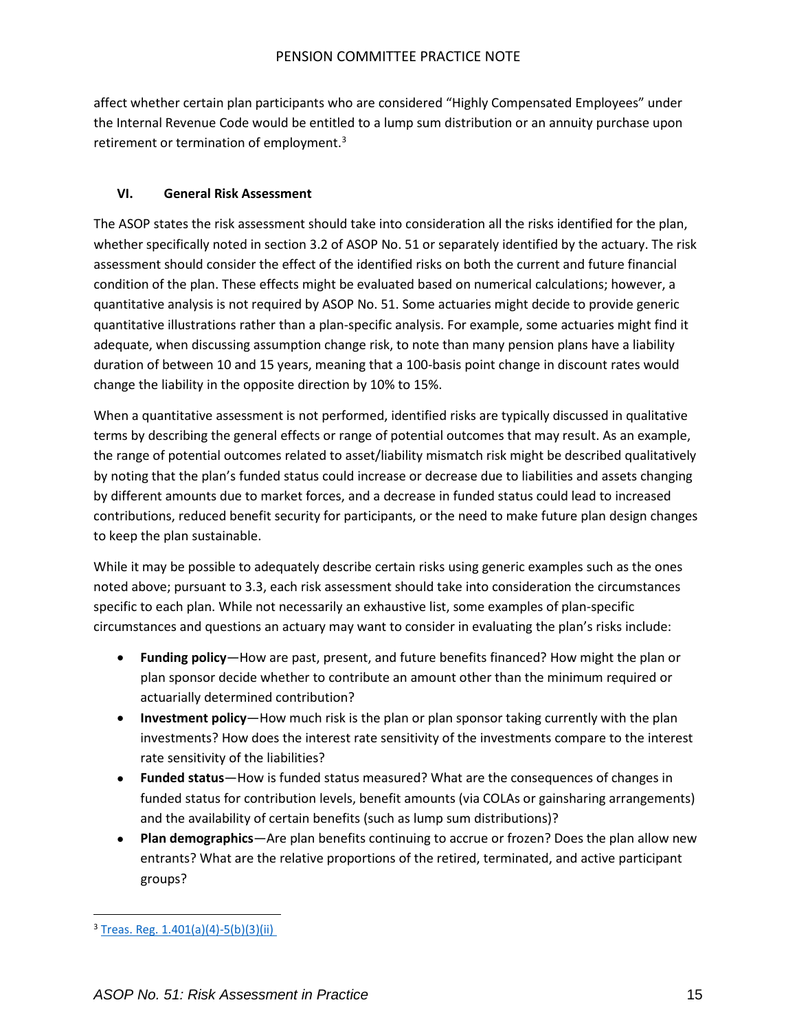affect whether certain plan participants who are considered "Highly Compensated Employees" under the Internal Revenue Code would be entitled to a lump sum distribution or an annuity purchase upon retirement or termination of employment.[3]

## VI. General Risk Assessment

The ASOP states the risk assessment should take into consideration all the risks identified for the plan, whether specifically noted in section 3.2 of ASOP No. 51 or separately identified by the actuary. The risk assessment should consider the effect of the identified risks on both the current and future financial condition of the plan. These effects might be evaluated based on numerical calculations; however, a quantitative analysis is not required by ASOP No. 51. Some actuaries might decide to provide generic quantitative illustrations rather than a plan-specific analysis. For example, some actuaries might find it adequate, when discussing assumption change risk, to note than many pension plans have a liability duration of between 10 and 15 years, meaning that a 100-basis point change in discount rates would change the liability in the opposite direction by 10% to 15%.

When a quantitative assessment is not performed, identified risks are typically discussed in qualitative terms by describing the general effects or range of potential outcomes that may result. As an example, the range of potential outcomes related to asset/liability mismatch risk might be described qualitatively by noting that the plan's funded status could increase or decrease due to liabilities and assets changing by different amounts due to market forces, and a decrease in funded status could lead to increased contributions, reduced benefit security for participants, or the need to make future plan design changes to keep the plan sustainable.

While it may be possible to adequately describe certain risks using generic examples such as the ones noted above; pursuant to 3.3, each risk assessment should take into consideration the circumstances specific to each plan. While not necessarily an exhaustive list, some examples of plan-specific circumstances and questions an actuary may want to consider in evaluating the plan's risks include:

- **Funding policy**—How are past, present, and future benefits financed? How might the plan or plan sponsor decide whether to contribute an amount other than the minimum required or actuarially determined contribution?
- **Investment policy**—How much risk is the plan or plan sponsor taking currently with the plan investments? How does the interest rate sensitivity of the investments compare to the interest rate sensitivity of the liabilities?
- **Funded status**—How is funded status measured? What are the consequences of changes in funded status for contribution levels, benefit amounts (via COLAs or gainsharing arrangements) and the availability of certain benefits (such as lump sum distributions)?
- **Plan demographics**—Are plan benefits continuing to accrue or frozen? Does the plan allow new entrants? What are the relative proportions of the retired, terminated, and active participant groups?

[3] Treas. Reg. 1.401(a)(4)-5(b)(3)(ii)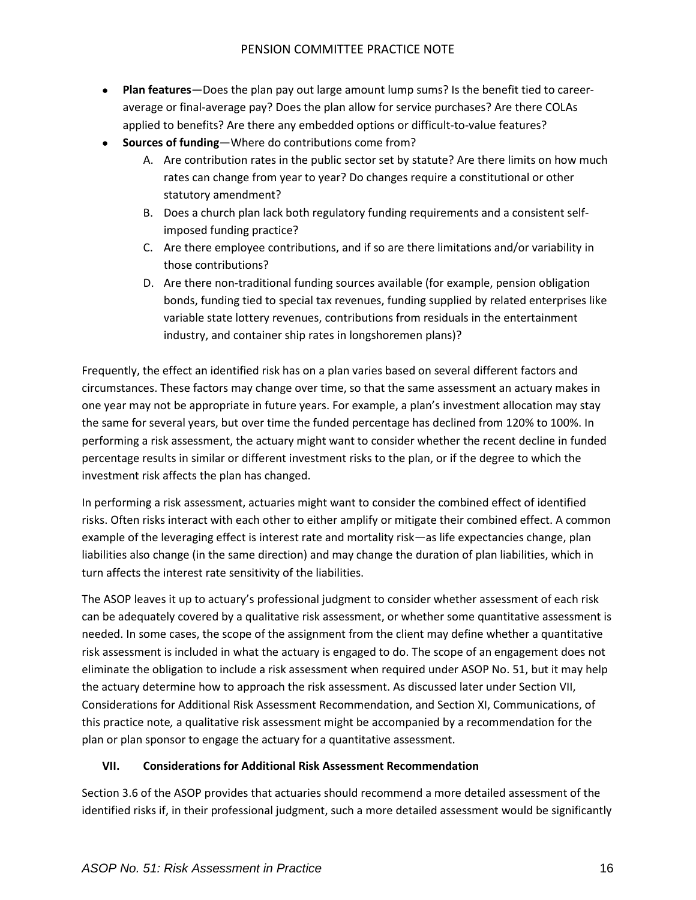- **Plan features**—Does the plan pay out large amount lump sums? Is the benefit tied to career-average or final-average pay? Does the plan allow for service purchases? Are there COLAs applied to benefits? Are there any embedded options or difficult-to-value features?
- **Sources of funding**—Where do contributions come from?
  A. Are contribution rates in the public sector set by statute? Are there limits on how much rates can change from year to year? Do changes require a constitutional or other statutory amendment?
  B. Does a church plan lack both regulatory funding requirements and a consistent self-imposed funding practice?
  C. Are there employee contributions, and if so are there limitations and/or variability in those contributions?
  D. Are there non-traditional funding sources available (for example, pension obligation bonds, funding tied to special tax revenues, funding supplied by related enterprises like variable state lottery revenues, contributions from residuals in the entertainment industry, and container ship rates in longshoremen plans)?

Frequently, the effect an identified risk has on a plan varies based on several different factors and circumstances. These factors may change over time, so that the same assessment an actuary makes in one year may not be appropriate in future years. For example, a plan's investment allocation may stay the same for several years, but over time the funded percentage has declined from 120% to 100%. In performing a risk assessment, the actuary might want to consider whether the recent decline in funded percentage results in similar or different investment risks to the plan, or if the degree to which the investment risk affects the plan has changed.

In performing a risk assessment, actuaries might want to consider the combined effect of identified risks. Often risks interact with each other to either amplify or mitigate their combined effect. A common example of the leveraging effect is interest rate and mortality risk—as life expectancies change, plan liabilities also change (in the same direction) and may change the duration of plan liabilities, which in turn affects the interest rate sensitivity of the liabilities.

The ASOP leaves it up to actuary's professional judgment to consider whether assessment of each risk can be adequately covered by a qualitative risk assessment, or whether some quantitative assessment is needed. In some cases, the scope of the assignment from the client may define whether a quantitative risk assessment is included in what the actuary is engaged to do. The scope of an engagement does not eliminate the obligation to include a risk assessment when required under ASOP No. 51, but it may help the actuary determine how to approach the risk assessment. As discussed later under Section VII, Considerations for Additional Risk Assessment Recommendation, and Section XI, Communications, of this practice note*,* a qualitative risk assessment might be accompanied by a recommendation for the plan or plan sponsor to engage the actuary for a quantitative assessment.

## VII. Considerations for Additional Risk Assessment Recommendation

Section 3.6 of the ASOP provides that actuaries should recommend a more detailed assessment of the identified risks if, in their professional judgment, such a more detailed assessment would be significantly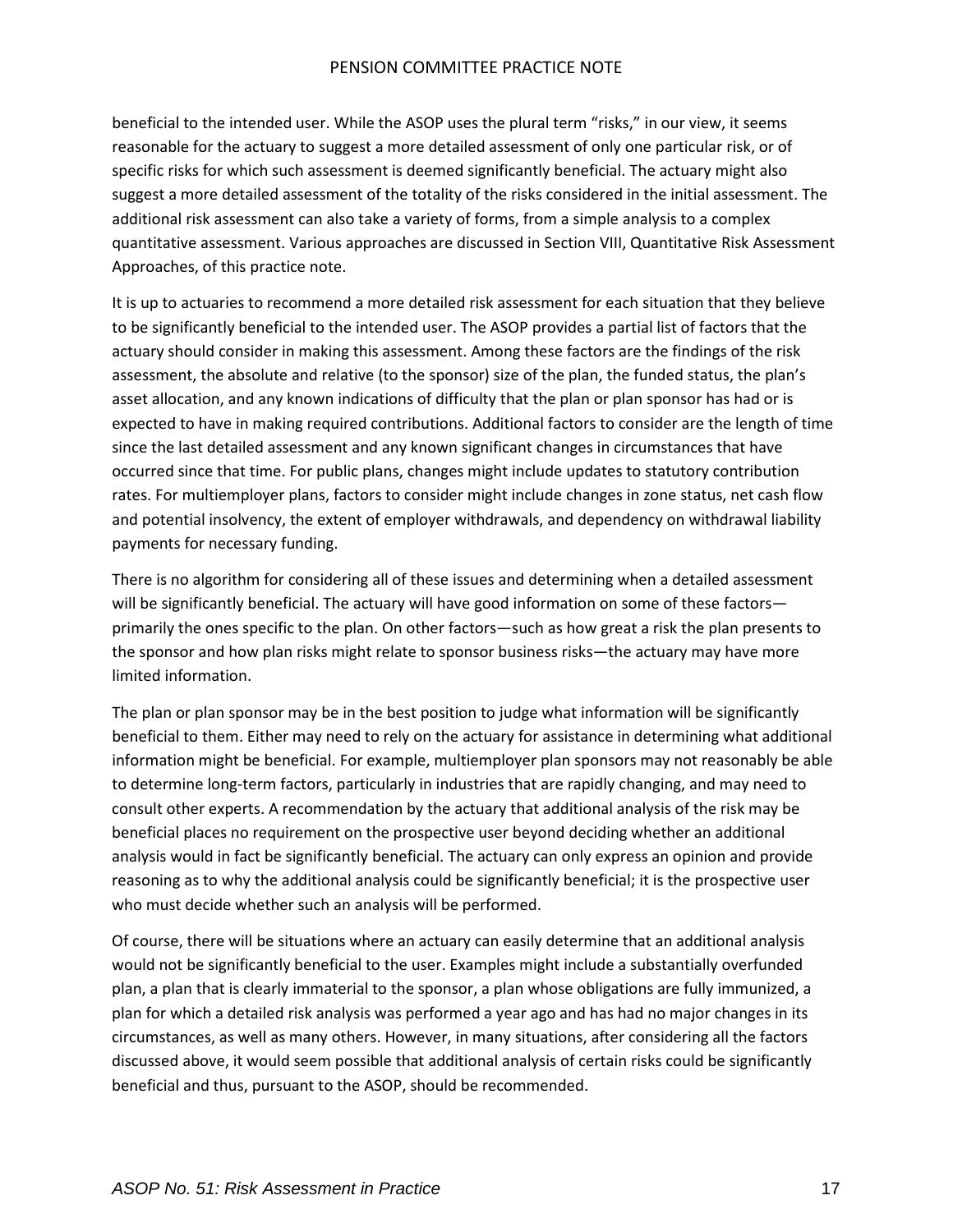beneficial to the intended user. While the ASOP uses the plural term "risks," in our view, it seems reasonable for the actuary to suggest a more detailed assessment of only one particular risk, or of specific risks for which such assessment is deemed significantly beneficial. The actuary might also suggest a more detailed assessment of the totality of the risks considered in the initial assessment. The additional risk assessment can also take a variety of forms, from a simple analysis to a complex quantitative assessment. Various approaches are discussed in Section VIII, Quantitative Risk Assessment Approaches, of this practice note.

It is up to actuaries to recommend a more detailed risk assessment for each situation that they believe to be significantly beneficial to the intended user. The ASOP provides a partial list of factors that the actuary should consider in making this assessment. Among these factors are the findings of the risk assessment, the absolute and relative (to the sponsor) size of the plan, the funded status, the plan's asset allocation, and any known indications of difficulty that the plan or plan sponsor has had or is expected to have in making required contributions. Additional factors to consider are the length of time since the last detailed assessment and any known significant changes in circumstances that have occurred since that time. For public plans, changes might include updates to statutory contribution rates. For multiemployer plans, factors to consider might include changes in zone status, net cash flow and potential insolvency, the extent of employer withdrawals, and dependency on withdrawal liability payments for necessary funding.

There is no algorithm for considering all of these issues and determining when a detailed assessment will be significantly beneficial. The actuary will have good information on some of these factors—primarily the ones specific to the plan. On other factors—such as how great a risk the plan presents to the sponsor and how plan risks might relate to sponsor business risks—the actuary may have more limited information.

The plan or plan sponsor may be in the best position to judge what information will be significantly beneficial to them. Either may need to rely on the actuary for assistance in determining what additional information might be beneficial. For example, multiemployer plan sponsors may not reasonably be able to determine long-term factors, particularly in industries that are rapidly changing, and may need to consult other experts. A recommendation by the actuary that additional analysis of the risk may be beneficial places no requirement on the prospective user beyond deciding whether an additional analysis would in fact be significantly beneficial. The actuary can only express an opinion and provide reasoning as to why the additional analysis could be significantly beneficial; it is the prospective user who must decide whether such an analysis will be performed.

Of course, there will be situations where an actuary can easily determine that an additional analysis would not be significantly beneficial to the user. Examples might include a substantially overfunded plan, a plan that is clearly immaterial to the sponsor, a plan whose obligations are fully immunized, a plan for which a detailed risk analysis was performed a year ago and has had no major changes in its circumstances, as well as many others. However, in many situations, after considering all the factors discussed above, it would seem possible that additional analysis of certain risks could be significantly beneficial and thus, pursuant to the ASOP, should be recommended.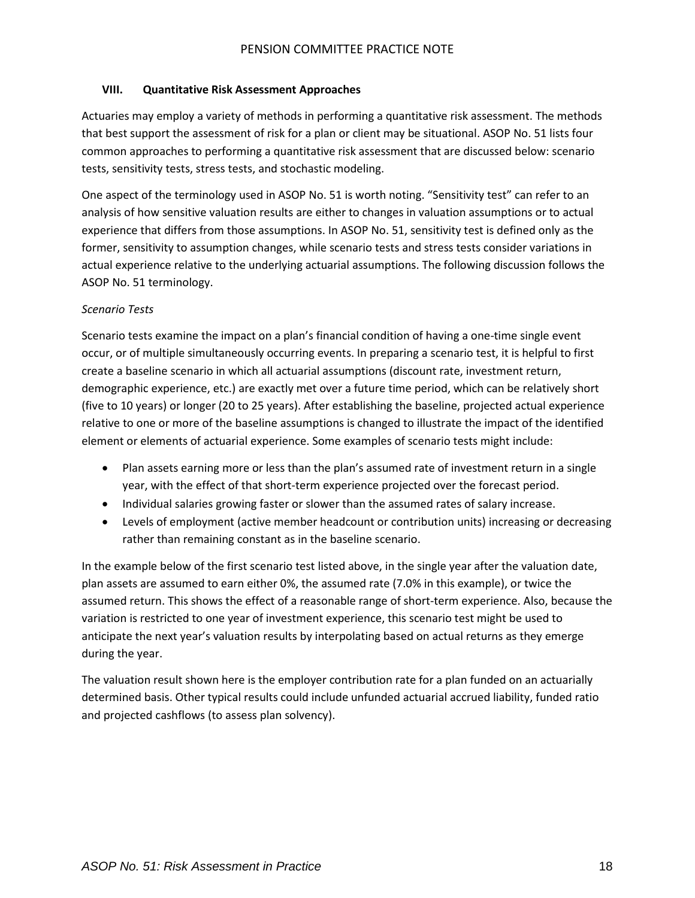## VIII. Quantitative Risk Assessment Approaches

Actuaries may employ a variety of methods in performing a quantitative risk assessment. The methods that best support the assessment of risk for a plan or client may be situational. ASOP No. 51 lists four common approaches to performing a quantitative risk assessment that are discussed below: scenario tests, sensitivity tests, stress tests, and stochastic modeling.

One aspect of the terminology used in ASOP No. 51 is worth noting. “Sensitivity test” can refer to an analysis of how sensitive valuation results are either to changes in valuation assumptions or to actual experience that differs from those assumptions. In ASOP No. 51, sensitivity test is defined only as the former, sensitivity to assumption changes, while scenario tests and stress tests consider variations in actual experience relative to the underlying actuarial assumptions. The following discussion follows the ASOP No. 51 terminology.

*Scenario Tests*

Scenario tests examine the impact on a plan’s financial condition of having a one-time single event occur, or of multiple simultaneously occurring events. In preparing a scenario test, it is helpful to first create a baseline scenario in which all actuarial assumptions (discount rate, investment return, demographic experience, etc.) are exactly met over a future time period, which can be relatively short (five to 10 years) or longer (20 to 25 years). After establishing the baseline, projected actual experience relative to one or more of the baseline assumptions is changed to illustrate the impact of the identified element or elements of actuarial experience. Some examples of scenario tests might include:

- Plan assets earning more or less than the plan’s assumed rate of investment return in a single year, with the effect of that short-term experience projected over the forecast period.
- Individual salaries growing faster or slower than the assumed rates of salary increase.
- Levels of employment (active member headcount or contribution units) increasing or decreasing rather than remaining constant as in the baseline scenario.

In the example below of the first scenario test listed above, in the single year after the valuation date, plan assets are assumed to earn either 0%, the assumed rate (7.0% in this example), or twice the assumed return. This shows the effect of a reasonable range of short-term experience. Also, because the variation is restricted to one year of investment experience, this scenario test might be used to anticipate the next year’s valuation results by interpolating based on actual returns as they emerge during the year.

The valuation result shown here is the employer contribution rate for a plan funded on an actuarially determined basis. Other typical results could include unfunded actuarial accrued liability, funded ratio and projected cashflows (to assess plan solvency).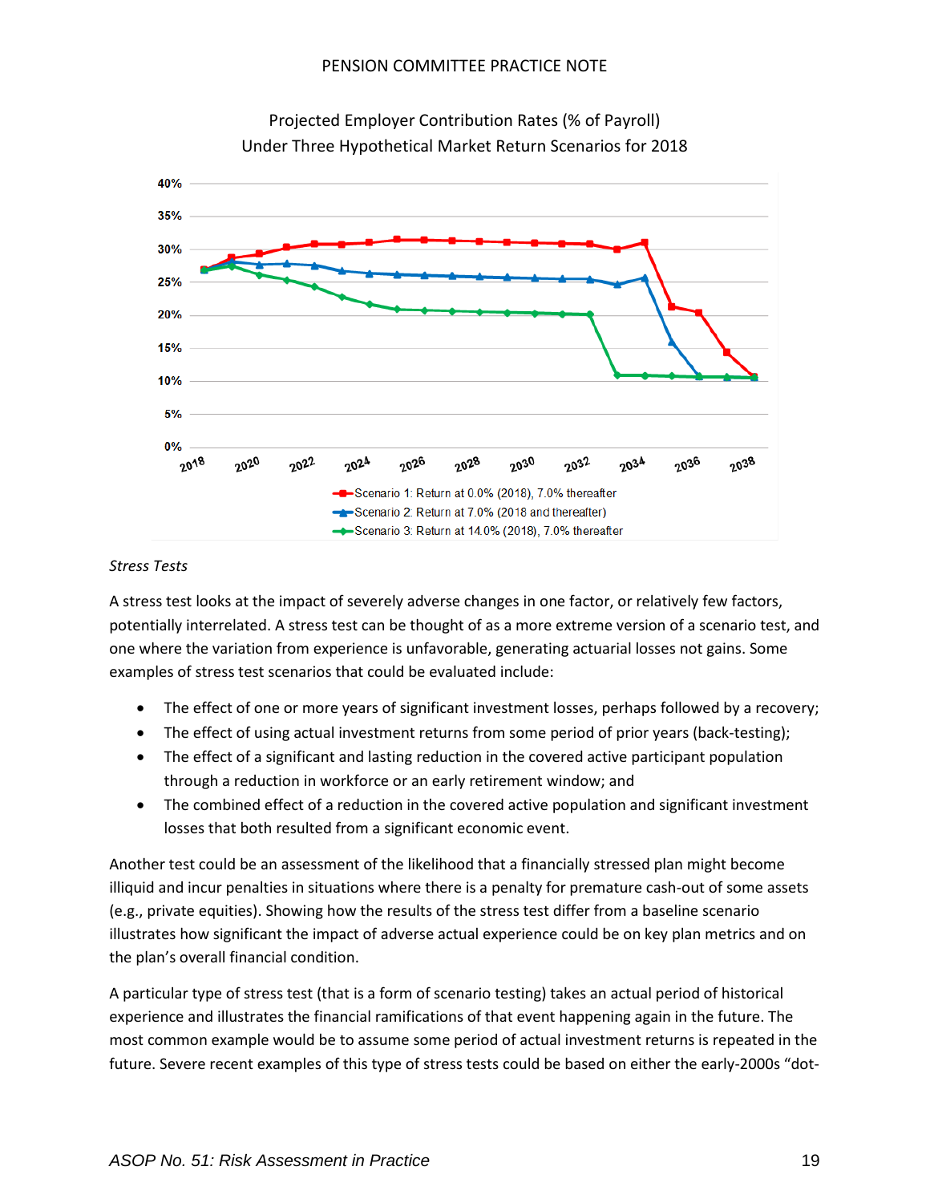Projected Employer Contribution Rates (% of Payroll)
Under Three Hypothetical Market Return Scenarios for 2018

- Scenario 1: Return at 0.0% (2018), 7.0% thereafter
- Scenario 2: Return at 7.0% (2018 and thereafter)
- Scenario 3: Return at 14.0% (2018), 7.0% thereafter

*Stress Tests*

A stress test looks at the impact of severely adverse changes in one factor, or relatively few factors, potentially interrelated. A stress test can be thought of as a more extreme version of a scenario test, and one where the variation from experience is unfavorable, generating actuarial losses not gains. Some examples of stress test scenarios that could be evaluated include:

- The effect of one or more years of significant investment losses, perhaps followed by a recovery;
- The effect of using actual investment returns from some period of prior years (back-testing);
- The effect of a significant and lasting reduction in the covered active participant population through a reduction in workforce or an early retirement window; and
- The combined effect of a reduction in the covered active population and significant investment losses that both resulted from a significant economic event.

Another test could be an assessment of the likelihood that a financially stressed plan might become illiquid and incur penalties in situations where there is a penalty for premature cash-out of some assets (e.g., private equities). Showing how the results of the stress test differ from a baseline scenario illustrates how significant the impact of adverse actual experience could be on key plan metrics and on the plan's overall financial condition.

A particular type of stress test (that is a form of scenario testing) takes an actual period of historical experience and illustrates the financial ramifications of that event happening again in the future. The most common example would be to assume some period of actual investment returns is repeated in the future. Severe recent examples of this type of stress tests could be based on either the early-2000s "dot-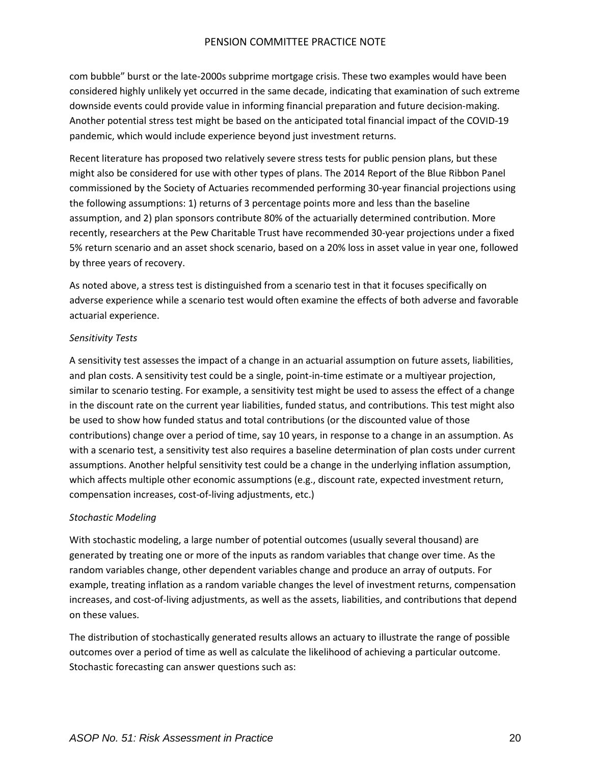com bubble" burst or the late-2000s subprime mortgage crisis. These two examples would have been considered highly unlikely yet occurred in the same decade, indicating that examination of such extreme downside events could provide value in informing financial preparation and future decision-making. Another potential stress test might be based on the anticipated total financial impact of the COVID-19 pandemic, which would include experience beyond just investment returns.

Recent literature has proposed two relatively severe stress tests for public pension plans, but these might also be considered for use with other types of plans. The 2014 Report of the Blue Ribbon Panel commissioned by the Society of Actuaries recommended performing 30-year financial projections using the following assumptions: 1) returns of 3 percentage points more and less than the baseline assumption, and 2) plan sponsors contribute 80% of the actuarially determined contribution. More recently, researchers at the Pew Charitable Trust have recommended 30-year projections under a fixed 5% return scenario and an asset shock scenario, based on a 20% loss in asset value in year one, followed by three years of recovery.

As noted above, a stress test is distinguished from a scenario test in that it focuses specifically on adverse experience while a scenario test would often examine the effects of both adverse and favorable actuarial experience.

*Sensitivity Tests*

A sensitivity test assesses the impact of a change in an actuarial assumption on future assets, liabilities, and plan costs. A sensitivity test could be a single, point-in-time estimate or a multiyear projection, similar to scenario testing. For example, a sensitivity test might be used to assess the effect of a change in the discount rate on the current year liabilities, funded status, and contributions. This test might also be used to show how funded status and total contributions (or the discounted value of those contributions) change over a period of time, say 10 years, in response to a change in an assumption. As with a scenario test, a sensitivity test also requires a baseline determination of plan costs under current assumptions. Another helpful sensitivity test could be a change in the underlying inflation assumption, which affects multiple other economic assumptions (e.g., discount rate, expected investment return, compensation increases, cost-of-living adjustments, etc.)

*Stochastic Modeling*

With stochastic modeling, a large number of potential outcomes (usually several thousand) are generated by treating one or more of the inputs as random variables that change over time. As the random variables change, other dependent variables change and produce an array of outputs. For example, treating inflation as a random variable changes the level of investment returns, compensation increases, and cost-of-living adjustments, as well as the assets, liabilities, and contributions that depend on these values.

The distribution of stochastically generated results allows an actuary to illustrate the range of possible outcomes over a period of time as well as calculate the likelihood of achieving a particular outcome. Stochastic forecasting can answer questions such as: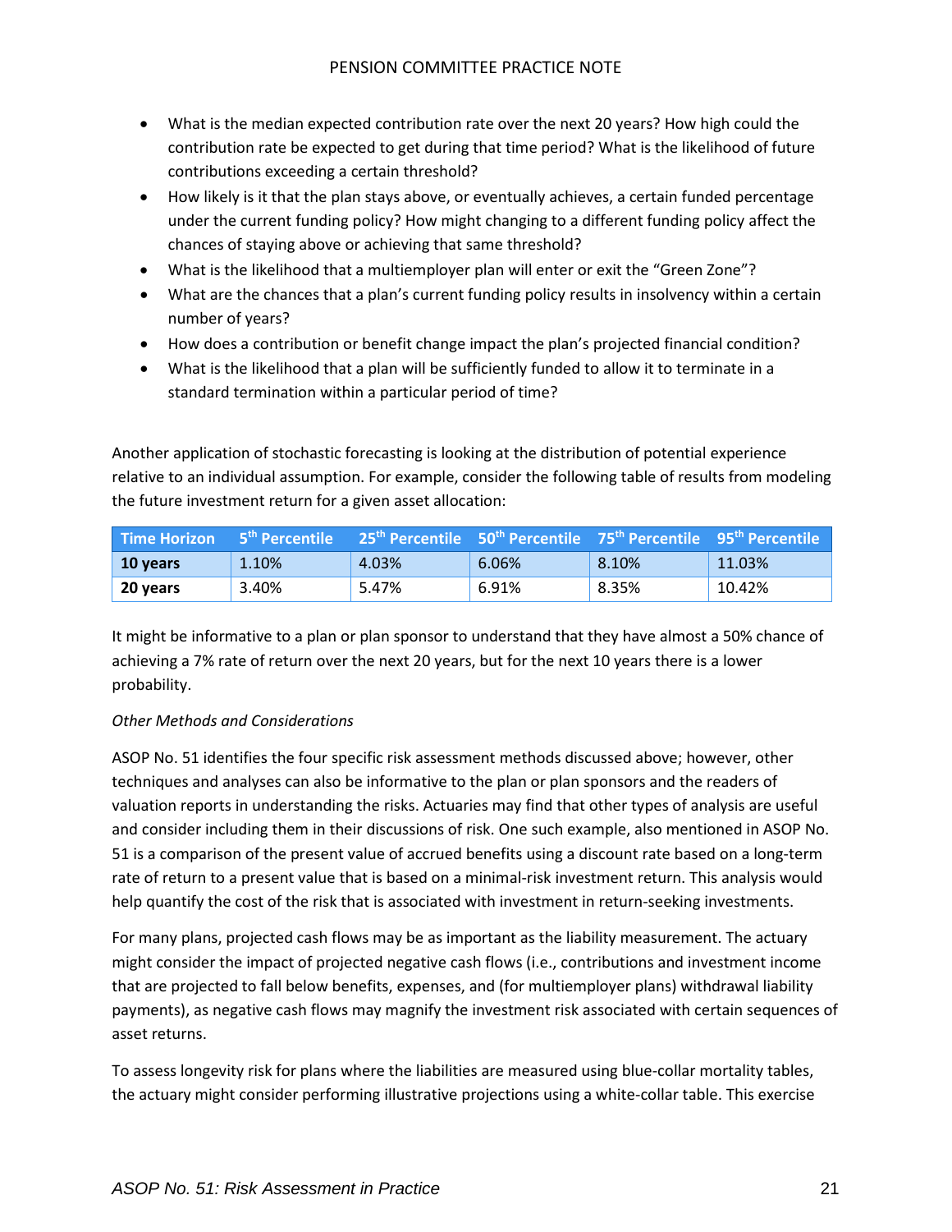- What is the median expected contribution rate over the next 20 years? How high could the contribution rate be expected to get during that time period? What is the likelihood of future contributions exceeding a certain threshold?
- How likely is it that the plan stays above, or eventually achieves, a certain funded percentage under the current funding policy? How might changing to a different funding policy affect the chances of staying above or achieving that same threshold?
- What is the likelihood that a multiemployer plan will enter or exit the "Green Zone"?
- What are the chances that a plan's current funding policy results in insolvency within a certain number of years?
- How does a contribution or benefit change impact the plan's projected financial condition?
- What is the likelihood that a plan will be sufficiently funded to allow it to terminate in a standard termination within a particular period of time?

Another application of stochastic forecasting is looking at the distribution of potential experience relative to an individual assumption. For example, consider the following table of results from modeling the future investment return for a given asset allocation:

| Time Horizon | 5th Percentile | 25th Percentile | 50th Percentile | 75th Percentile | 95th Percentile |
|---|---|---|---|---|---|
| **10 years** | 1.10% | 4.03% | 6.06% | 8.10% | 11.03% |
| **20 years** | 3.40% | 5.47% | 6.91% | 8.35% | 10.42% |

It might be informative to a plan or plan sponsor to understand that they have almost a 50% chance of achieving a 7% rate of return over the next 20 years, but for the next 10 years there is a lower probability.

*Other Methods and Considerations*

ASOP No. 51 identifies the four specific risk assessment methods discussed above; however, other techniques and analyses can also be informative to the plan or plan sponsors and the readers of valuation reports in understanding the risks. Actuaries may find that other types of analysis are useful and consider including them in their discussions of risk. One such example, also mentioned in ASOP No. 51 is a comparison of the present value of accrued benefits using a discount rate based on a long-term rate of return to a present value that is based on a minimal-risk investment return. This analysis would help quantify the cost of the risk that is associated with investment in return-seeking investments.

For many plans, projected cash flows may be as important as the liability measurement. The actuary might consider the impact of projected negative cash flows (i.e., contributions and investment income that are projected to fall below benefits, expenses, and (for multiemployer plans) withdrawal liability payments), as negative cash flows may magnify the investment risk associated with certain sequences of asset returns.

To assess longevity risk for plans where the liabilities are measured using blue-collar mortality tables, the actuary might consider performing illustrative projections using a white-collar table. This exercise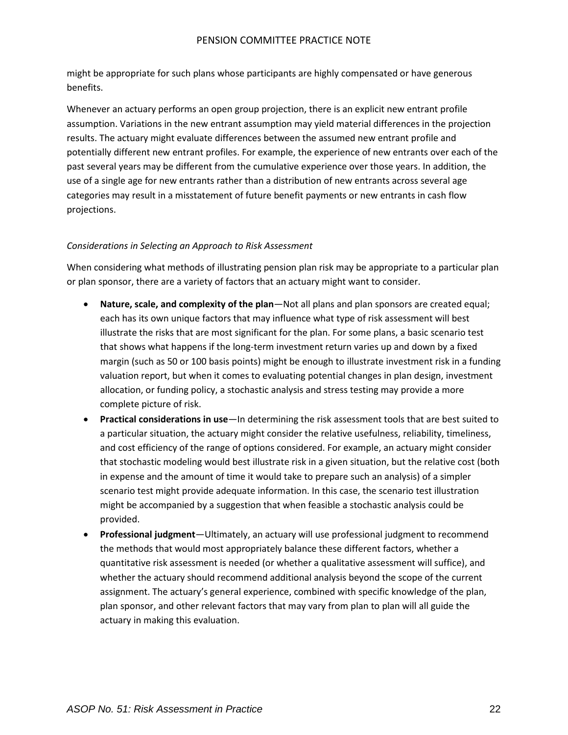might be appropriate for such plans whose participants are highly compensated or have generous benefits.

Whenever an actuary performs an open group projection, there is an explicit new entrant profile assumption. Variations in the new entrant assumption may yield material differences in the projection results. The actuary might evaluate differences between the assumed new entrant profile and potentially different new entrant profiles. For example, the experience of new entrants over each of the past several years may be different from the cumulative experience over those years. In addition, the use of a single age for new entrants rather than a distribution of new entrants across several age categories may result in a misstatement of future benefit payments or new entrants in cash flow projections.

*Considerations in Selecting an Approach to Risk Assessment*

When considering what methods of illustrating pension plan risk may be appropriate to a particular plan or plan sponsor, there are a variety of factors that an actuary might want to consider.

- **Nature, scale, and complexity of the plan**—Not all plans and plan sponsors are created equal; each has its own unique factors that may influence what type of risk assessment will best illustrate the risks that are most significant for the plan. For some plans, a basic scenario test that shows what happens if the long-term investment return varies up and down by a fixed margin (such as 50 or 100 basis points) might be enough to illustrate investment risk in a funding valuation report, but when it comes to evaluating potential changes in plan design, investment allocation, or funding policy, a stochastic analysis and stress testing may provide a more complete picture of risk.
- **Practical considerations in use**—In determining the risk assessment tools that are best suited to a particular situation, the actuary might consider the relative usefulness, reliability, timeliness, and cost efficiency of the range of options considered. For example, an actuary might consider that stochastic modeling would best illustrate risk in a given situation, but the relative cost (both in expense and the amount of time it would take to prepare such an analysis) of a simpler scenario test might provide adequate information. In this case, the scenario test illustration might be accompanied by a suggestion that when feasible a stochastic analysis could be provided.
- **Professional judgment**—Ultimately, an actuary will use professional judgment to recommend the methods that would most appropriately balance these different factors, whether a quantitative risk assessment is needed (or whether a qualitative assessment will suffice), and whether the actuary should recommend additional analysis beyond the scope of the current assignment. The actuary's general experience, combined with specific knowledge of the plan, plan sponsor, and other relevant factors that may vary from plan to plan will all guide the actuary in making this evaluation.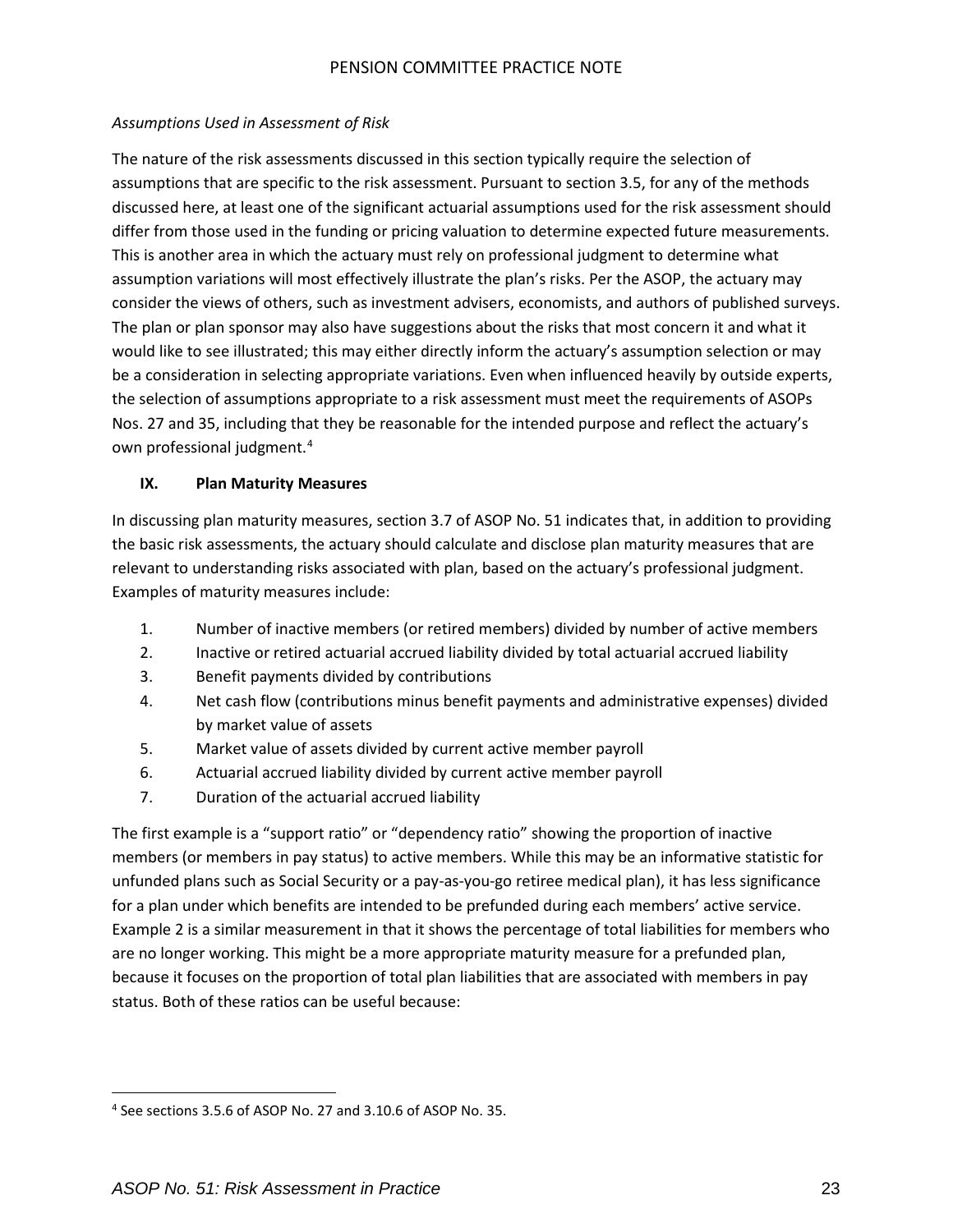*Assumptions Used in Assessment of Risk*

The nature of the risk assessments discussed in this section typically require the selection of assumptions that are specific to the risk assessment. Pursuant to section 3.5, for any of the methods discussed here, at least one of the significant actuarial assumptions used for the risk assessment should differ from those used in the funding or pricing valuation to determine expected future measurements. This is another area in which the actuary must rely on professional judgment to determine what assumption variations will most effectively illustrate the plan's risks. Per the ASOP, the actuary may consider the views of others, such as investment advisers, economists, and authors of published surveys. The plan or plan sponsor may also have suggestions about the risks that most concern it and what it would like to see illustrated; this may either directly inform the actuary's assumption selection or may be a consideration in selecting appropriate variations. Even when influenced heavily by outside experts, the selection of assumptions appropriate to a risk assessment must meet the requirements of ASOPs Nos. 27 and 35, including that they be reasonable for the intended purpose and reflect the actuary's own professional judgment.[4]

## IX. Plan Maturity Measures

In discussing plan maturity measures, section 3.7 of ASOP No. 51 indicates that, in addition to providing the basic risk assessments, the actuary should calculate and disclose plan maturity measures that are relevant to understanding risks associated with plan, based on the actuary's professional judgment. Examples of maturity measures include:

1. Number of inactive members (or retired members) divided by number of active members
2. Inactive or retired actuarial accrued liability divided by total actuarial accrued liability
3. Benefit payments divided by contributions
4. Net cash flow (contributions minus benefit payments and administrative expenses) divided by market value of assets
5. Market value of assets divided by current active member payroll
6. Actuarial accrued liability divided by current active member payroll
7. Duration of the actuarial accrued liability

The first example is a "support ratio" or "dependency ratio" showing the proportion of inactive members (or members in pay status) to active members. While this may be an informative statistic for unfunded plans such as Social Security or a pay-as-you-go retiree medical plan), it has less significance for a plan under which benefits are intended to be prefunded during each members' active service. Example 2 is a similar measurement in that it shows the percentage of total liabilities for members who are no longer working. This might be a more appropriate maturity measure for a prefunded plan, because it focuses on the proportion of total plan liabilities that are associated with members in pay status. Both of these ratios can be useful because:

[4] See sections 3.5.6 of ASOP No. 27 and 3.10.6 of ASOP No. 35.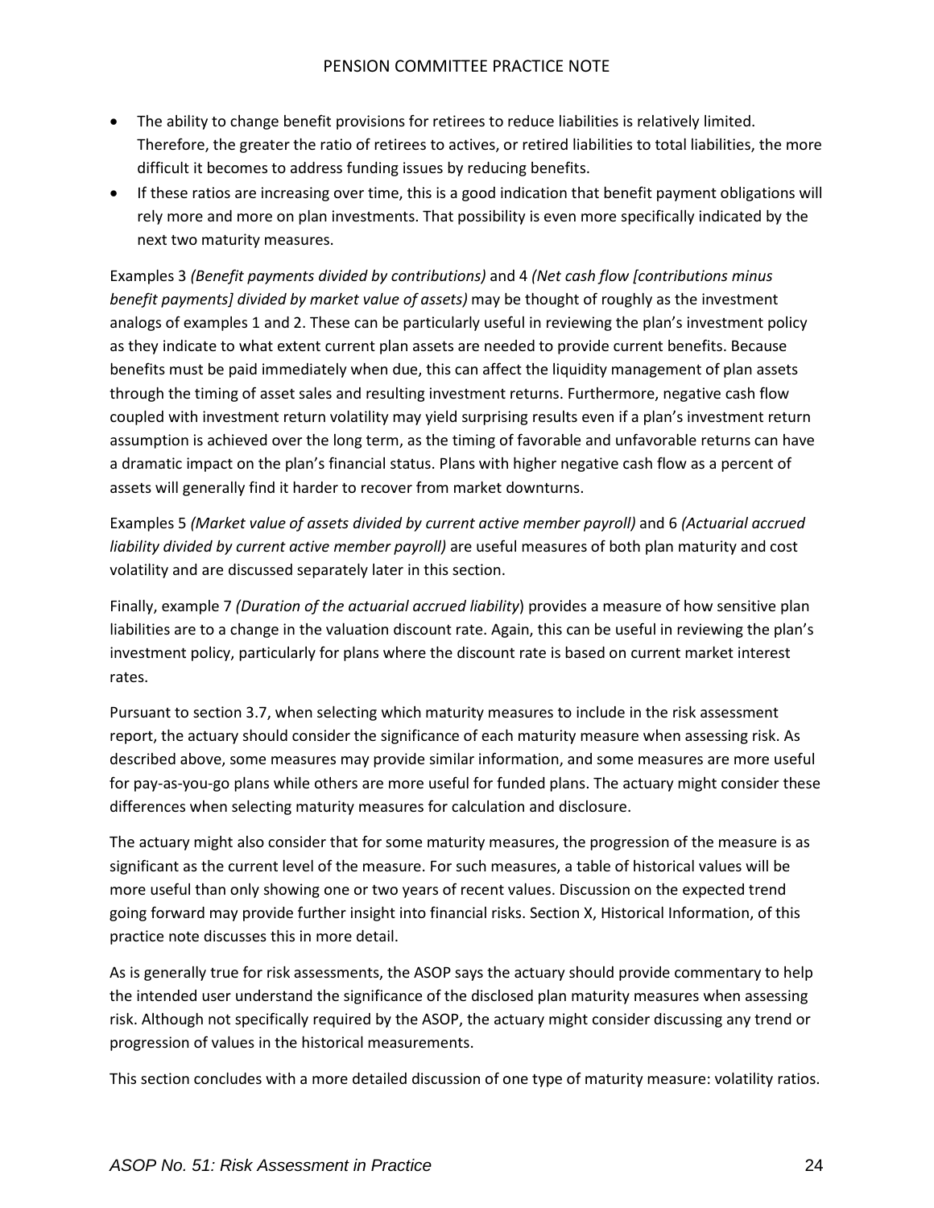- The ability to change benefit provisions for retirees to reduce liabilities is relatively limited. Therefore, the greater the ratio of retirees to actives, or retired liabilities to total liabilities, the more difficult it becomes to address funding issues by reducing benefits.
- If these ratios are increasing over time, this is a good indication that benefit payment obligations will rely more and more on plan investments. That possibility is even more specifically indicated by the next two maturity measures.

Examples 3 *(Benefit payments divided by contributions)* and 4 *(Net cash flow [contributions minus benefit payments] divided by market value of assets)* may be thought of roughly as the investment analogs of examples 1 and 2. These can be particularly useful in reviewing the plan's investment policy as they indicate to what extent current plan assets are needed to provide current benefits. Because benefits must be paid immediately when due, this can affect the liquidity management of plan assets through the timing of asset sales and resulting investment returns. Furthermore, negative cash flow coupled with investment return volatility may yield surprising results even if a plan's investment return assumption is achieved over the long term, as the timing of favorable and unfavorable returns can have a dramatic impact on the plan's financial status. Plans with higher negative cash flow as a percent of assets will generally find it harder to recover from market downturns.

Examples 5 *(Market value of assets divided by current active member payroll)* and 6 *(Actuarial accrued liability divided by current active member payroll)* are useful measures of both plan maturity and cost volatility and are discussed separately later in this section.

Finally, example 7 *(Duration of the actuarial accrued liability*) provides a measure of how sensitive plan liabilities are to a change in the valuation discount rate. Again, this can be useful in reviewing the plan's investment policy, particularly for plans where the discount rate is based on current market interest rates.

Pursuant to section 3.7, when selecting which maturity measures to include in the risk assessment report, the actuary should consider the significance of each maturity measure when assessing risk. As described above, some measures may provide similar information, and some measures are more useful for pay-as-you-go plans while others are more useful for funded plans. The actuary might consider these differences when selecting maturity measures for calculation and disclosure.

The actuary might also consider that for some maturity measures, the progression of the measure is as significant as the current level of the measure. For such measures, a table of historical values will be more useful than only showing one or two years of recent values. Discussion on the expected trend going forward may provide further insight into financial risks. Section X, Historical Information, of this practice note discusses this in more detail.

As is generally true for risk assessments, the ASOP says the actuary should provide commentary to help the intended user understand the significance of the disclosed plan maturity measures when assessing risk. Although not specifically required by the ASOP, the actuary might consider discussing any trend or progression of values in the historical measurements.

This section concludes with a more detailed discussion of one type of maturity measure: volatility ratios.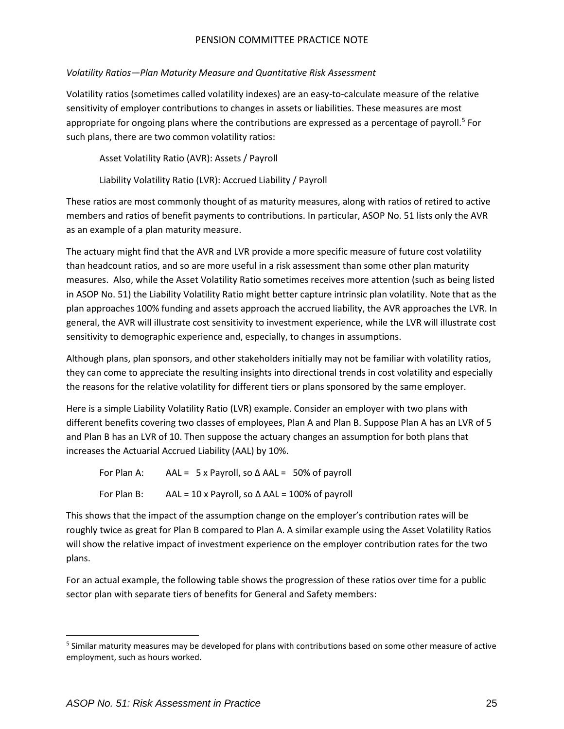*Volatility Ratios—Plan Maturity Measure and Quantitative Risk Assessment*

Volatility ratios (sometimes called volatility indexes) are an easy-to-calculate measure of the relative sensitivity of employer contributions to changes in assets or liabilities. These measures are most appropriate for ongoing plans where the contributions are expressed as a percentage of payroll.[5] For such plans, there are two common volatility ratios:

Asset Volatility Ratio (AVR): Assets / Payroll

Liability Volatility Ratio (LVR): Accrued Liability / Payroll

These ratios are most commonly thought of as maturity measures, along with ratios of retired to active members and ratios of benefit payments to contributions. In particular, ASOP No. 51 lists only the AVR as an example of a plan maturity measure.

The actuary might find that the AVR and LVR provide a more specific measure of future cost volatility than headcount ratios, and so are more useful in a risk assessment than some other plan maturity measures. Also, while the Asset Volatility Ratio sometimes receives more attention (such as being listed in ASOP No. 51) the Liability Volatility Ratio might better capture intrinsic plan volatility. Note that as the plan approaches 100% funding and assets approach the accrued liability, the AVR approaches the LVR. In general, the AVR will illustrate cost sensitivity to investment experience, while the LVR will illustrate cost sensitivity to demographic experience and, especially, to changes in assumptions.

Although plans, plan sponsors, and other stakeholders initially may not be familiar with volatility ratios, they can come to appreciate the resulting insights into directional trends in cost volatility and especially the reasons for the relative volatility for different tiers or plans sponsored by the same employer.

Here is a simple Liability Volatility Ratio (LVR) example. Consider an employer with two plans with different benefits covering two classes of employees, Plan A and Plan B. Suppose Plan A has an LVR of 5 and Plan B has an LVR of 10. Then suppose the actuary changes an assumption for both plans that increases the Actuarial Accrued Liability (AAL) by 10%.

For Plan A: AAL = 5 x Payroll, so $\Delta$ AAL = 50% of payroll

For Plan B: AAL = 10 x Payroll, so $\Delta$ AAL = 100% of payroll

This shows that the impact of the assumption change on the employer's contribution rates will be roughly twice as great for Plan B compared to Plan A. A similar example using the Asset Volatility Ratios will show the relative impact of investment experience on the employer contribution rates for the two plans.

For an actual example, the following table shows the progression of these ratios over time for a public sector plan with separate tiers of benefits for General and Safety members:

[5] Similar maturity measures may be developed for plans with contributions based on some other measure of active employment, such as hours worked.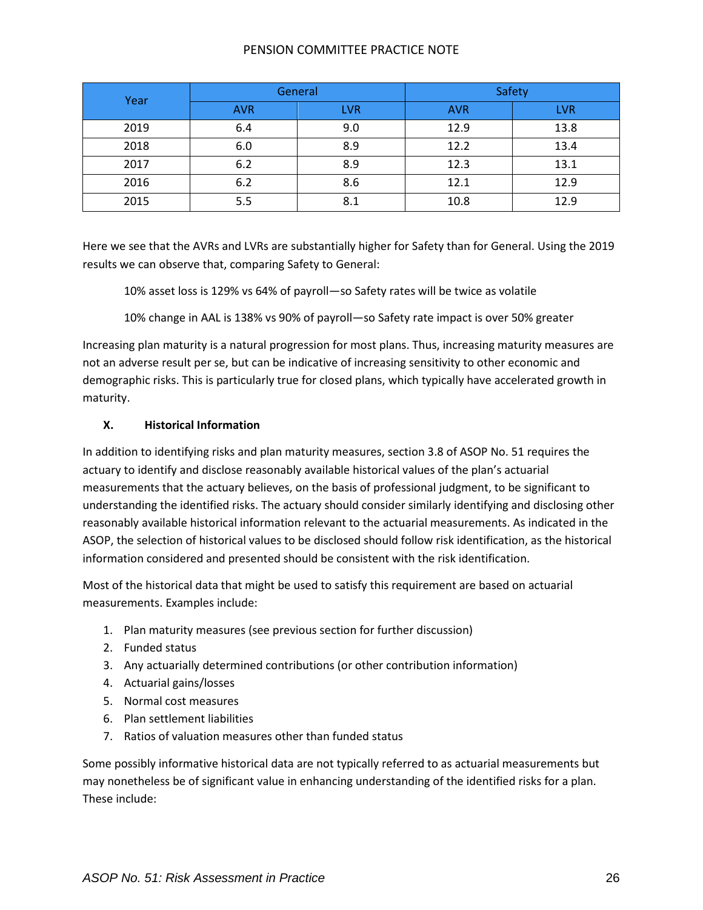| Year | General | | Safety | |
|---|---|---|---|---|
| | AVR | LVR | AVR | LVR |
| 2019 | 6.4 | 9.0 | 12.9 | 13.8 |
| 2018 | 6.0 | 8.9 | 12.2 | 13.4 |
| 2017 | 6.2 | 8.9 | 12.3 | 13.1 |
| 2016 | 6.2 | 8.6 | 12.1 | 12.9 |
| 2015 | 5.5 | 8.1 | 10.8 | 12.9 |

Here we see that the AVRs and LVRs are substantially higher for Safety than for General. Using the 2019 results we can observe that, comparing Safety to General:

> 10% asset loss is 129% vs 64% of payroll—so Safety rates will be twice as volatile
>
> 10% change in AAL is 138% vs 90% of payroll—so Safety rate impact is over 50% greater

Increasing plan maturity is a natural progression for most plans. Thus, increasing maturity measures are not an adverse result per se, but can be indicative of increasing sensitivity to other economic and demographic risks. This is particularly true for closed plans, which typically have accelerated growth in maturity.

### X. Historical Information

In addition to identifying risks and plan maturity measures, section 3.8 of ASOP No. 51 requires the actuary to identify and disclose reasonably available historical values of the plan's actuarial measurements that the actuary believes, on the basis of professional judgment, to be significant to understanding the identified risks. The actuary should consider similarly identifying and disclosing other reasonably available historical information relevant to the actuarial measurements. As indicated in the ASOP, the selection of historical values to be disclosed should follow risk identification, as the historical information considered and presented should be consistent with the risk identification.

Most of the historical data that might be used to satisfy this requirement are based on actuarial measurements. Examples include:

1. Plan maturity measures (see previous section for further discussion)
2. Funded status
3. Any actuarially determined contributions (or other contribution information)
4. Actuarial gains/losses
5. Normal cost measures
6. Plan settlement liabilities
7. Ratios of valuation measures other than funded status

Some possibly informative historical data are not typically referred to as actuarial measurements but may nonetheless be of significant value in enhancing understanding of the identified risks for a plan. These include: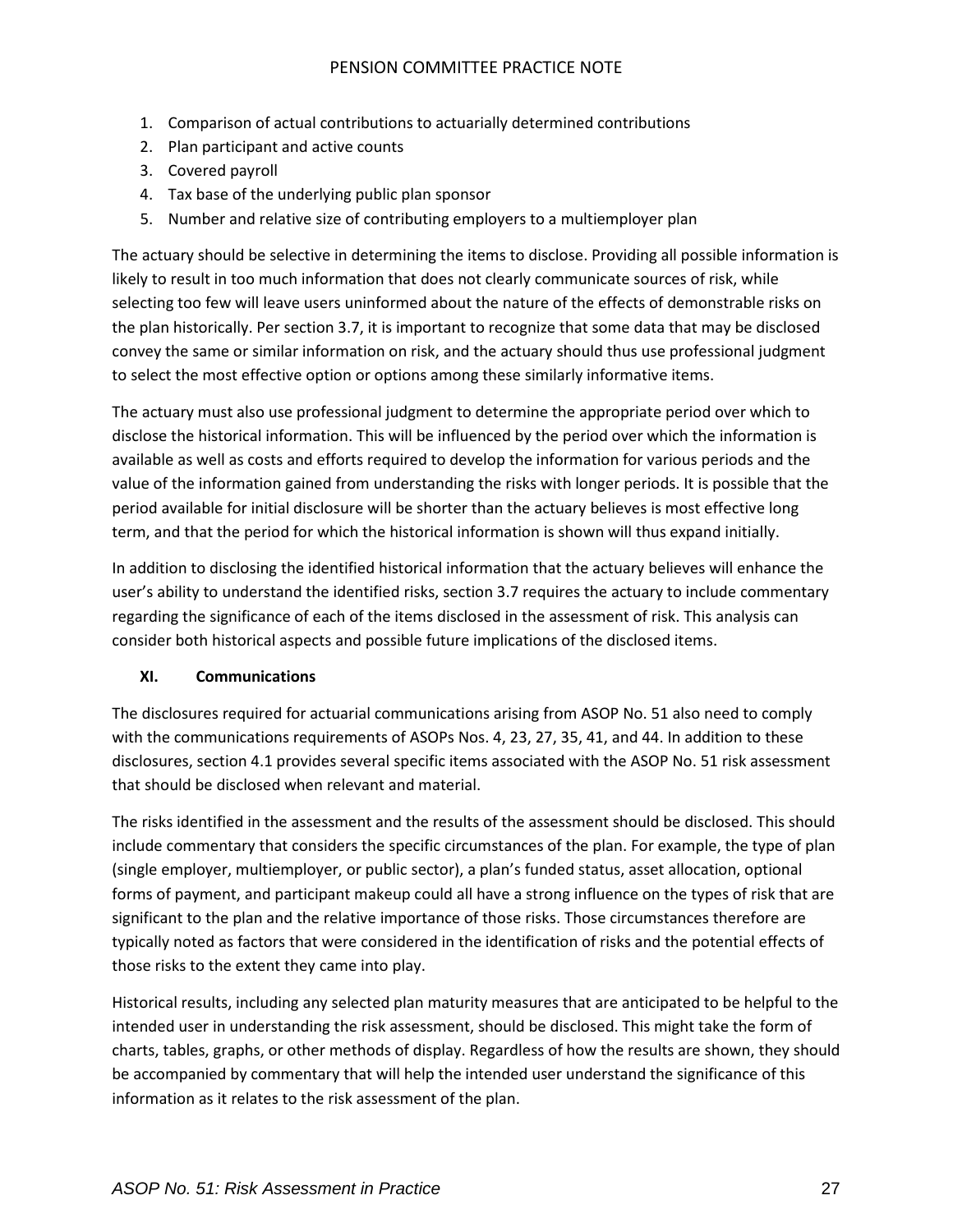1. Comparison of actual contributions to actuarially determined contributions
2. Plan participant and active counts
3. Covered payroll
4. Tax base of the underlying public plan sponsor
5. Number and relative size of contributing employers to a multiemployer plan

The actuary should be selective in determining the items to disclose. Providing all possible information is likely to result in too much information that does not clearly communicate sources of risk, while selecting too few will leave users uninformed about the nature of the effects of demonstrable risks on the plan historically. Per section 3.7, it is important to recognize that some data that may be disclosed convey the same or similar information on risk, and the actuary should thus use professional judgment to select the most effective option or options among these similarly informative items.

The actuary must also use professional judgment to determine the appropriate period over which to disclose the historical information. This will be influenced by the period over which the information is available as well as costs and efforts required to develop the information for various periods and the value of the information gained from understanding the risks with longer periods. It is possible that the period available for initial disclosure will be shorter than the actuary believes is most effective long term, and that the period for which the historical information is shown will thus expand initially.

In addition to disclosing the identified historical information that the actuary believes will enhance the user's ability to understand the identified risks, section 3.7 requires the actuary to include commentary regarding the significance of each of the items disclosed in the assessment of risk. This analysis can consider both historical aspects and possible future implications of the disclosed items.

## XI. Communications

The disclosures required for actuarial communications arising from ASOP No. 51 also need to comply with the communications requirements of ASOPs Nos. 4, 23, 27, 35, 41, and 44. In addition to these disclosures, section 4.1 provides several specific items associated with the ASOP No. 51 risk assessment that should be disclosed when relevant and material.

The risks identified in the assessment and the results of the assessment should be disclosed. This should include commentary that considers the specific circumstances of the plan. For example, the type of plan (single employer, multiemployer, or public sector), a plan's funded status, asset allocation, optional forms of payment, and participant makeup could all have a strong influence on the types of risk that are significant to the plan and the relative importance of those risks. Those circumstances therefore are typically noted as factors that were considered in the identification of risks and the potential effects of those risks to the extent they came into play.

Historical results, including any selected plan maturity measures that are anticipated to be helpful to the intended user in understanding the risk assessment, should be disclosed. This might take the form of charts, tables, graphs, or other methods of display. Regardless of how the results are shown, they should be accompanied by commentary that will help the intended user understand the significance of this information as it relates to the risk assessment of the plan.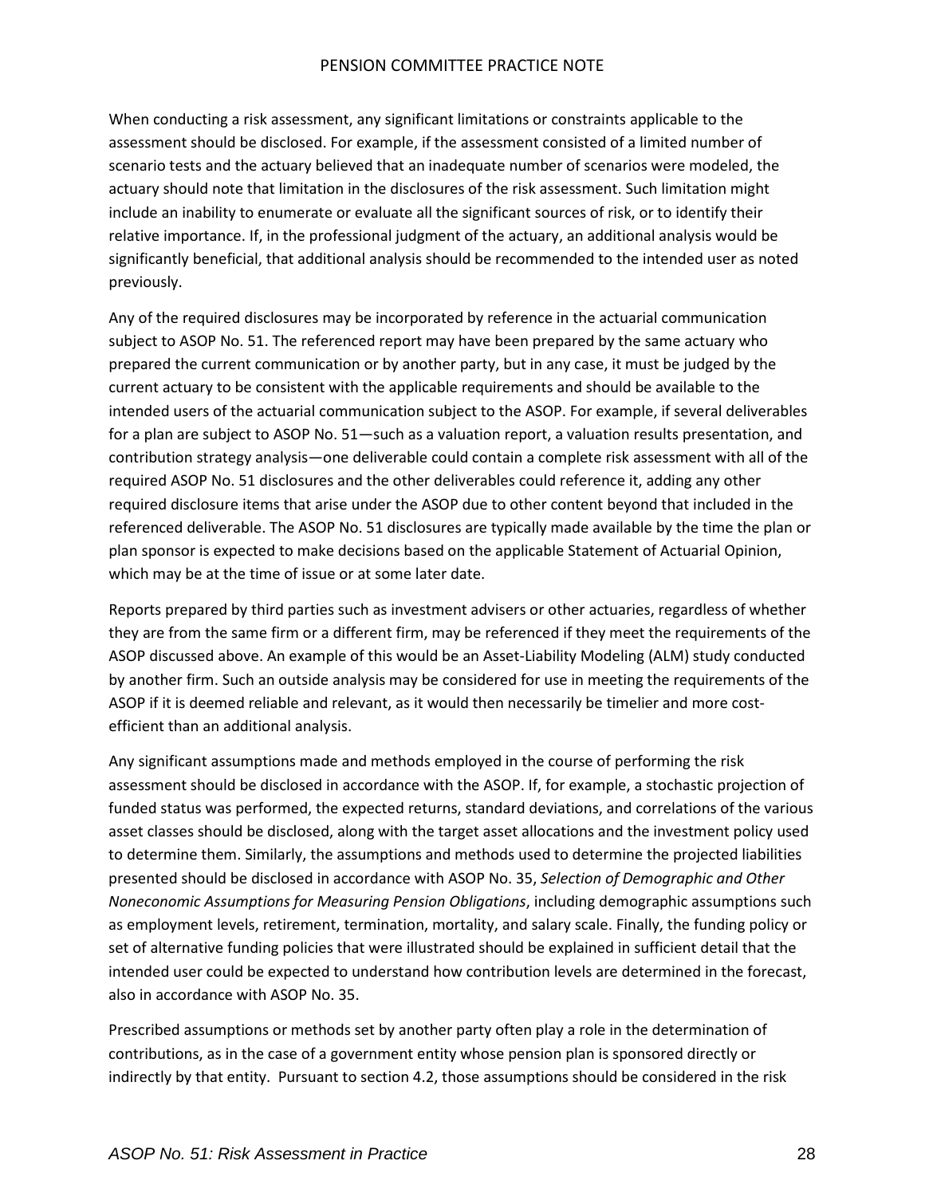When conducting a risk assessment, any significant limitations or constraints applicable to the assessment should be disclosed. For example, if the assessment consisted of a limited number of scenario tests and the actuary believed that an inadequate number of scenarios were modeled, the actuary should note that limitation in the disclosures of the risk assessment. Such limitation might include an inability to enumerate or evaluate all the significant sources of risk, or to identify their relative importance. If, in the professional judgment of the actuary, an additional analysis would be significantly beneficial, that additional analysis should be recommended to the intended user as noted previously.

Any of the required disclosures may be incorporated by reference in the actuarial communication subject to ASOP No. 51. The referenced report may have been prepared by the same actuary who prepared the current communication or by another party, but in any case, it must be judged by the current actuary to be consistent with the applicable requirements and should be available to the intended users of the actuarial communication subject to the ASOP. For example, if several deliverables for a plan are subject to ASOP No. 51—such as a valuation report, a valuation results presentation, and contribution strategy analysis—one deliverable could contain a complete risk assessment with all of the required ASOP No. 51 disclosures and the other deliverables could reference it, adding any other required disclosure items that arise under the ASOP due to other content beyond that included in the referenced deliverable. The ASOP No. 51 disclosures are typically made available by the time the plan or plan sponsor is expected to make decisions based on the applicable Statement of Actuarial Opinion, which may be at the time of issue or at some later date.

Reports prepared by third parties such as investment advisers or other actuaries, regardless of whether they are from the same firm or a different firm, may be referenced if they meet the requirements of the ASOP discussed above. An example of this would be an Asset-Liability Modeling (ALM) study conducted by another firm. Such an outside analysis may be considered for use in meeting the requirements of the ASOP if it is deemed reliable and relevant, as it would then necessarily be timelier and more cost-efficient than an additional analysis.

Any significant assumptions made and methods employed in the course of performing the risk assessment should be disclosed in accordance with the ASOP. If, for example, a stochastic projection of funded status was performed, the expected returns, standard deviations, and correlations of the various asset classes should be disclosed, along with the target asset allocations and the investment policy used to determine them. Similarly, the assumptions and methods used to determine the projected liabilities presented should be disclosed in accordance with ASOP No. 35, *Selection of Demographic and Other Noneconomic Assumptions for Measuring Pension Obligations*, including demographic assumptions such as employment levels, retirement, termination, mortality, and salary scale. Finally, the funding policy or set of alternative funding policies that were illustrated should be explained in sufficient detail that the intended user could be expected to understand how contribution levels are determined in the forecast, also in accordance with ASOP No. 35.

Prescribed assumptions or methods set by another party often play a role in the determination of contributions, as in the case of a government entity whose pension plan is sponsored directly or indirectly by that entity. Pursuant to section 4.2, those assumptions should be considered in the risk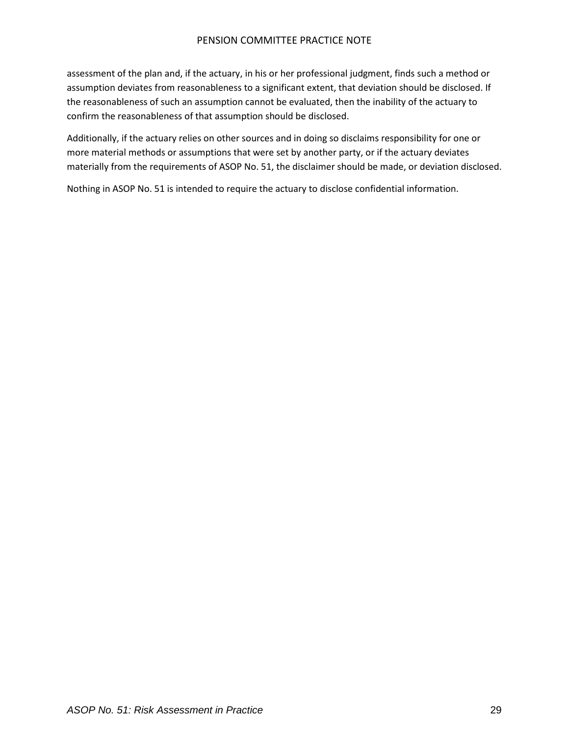assessment of the plan and, if the actuary, in his or her professional judgment, finds such a method or assumption deviates from reasonableness to a significant extent, that deviation should be disclosed. If the reasonableness of such an assumption cannot be evaluated, then the inability of the actuary to confirm the reasonableness of that assumption should be disclosed.

Additionally, if the actuary relies on other sources and in doing so disclaims responsibility for one or more material methods or assumptions that were set by another party, or if the actuary deviates materially from the requirements of ASOP No. 51, the disclaimer should be made, or deviation disclosed.

Nothing in ASOP No. 51 is intended to require the actuary to disclose confidential information.